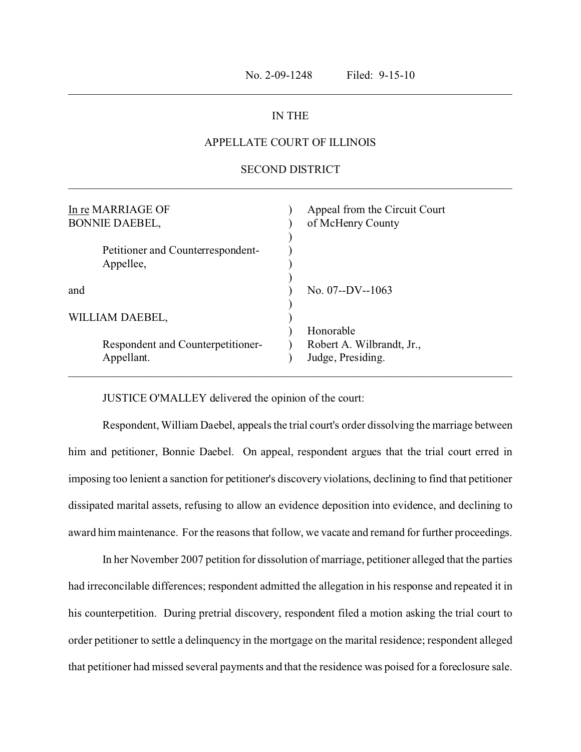No. 2-09-1248 Filed: 9-15-10

---

IN THE

APPELLATE COURT OF ILLINOIS

SECOND DISTRICT

---

| | | |
|---|---|---|
| In re MARRIAGE OF BONNIE DAEBEL, | ) | Appeal from the Circuit Court of McHenry County |
| Petitioner and Counterrespondent-Appellee, | ) | |
| and | ) | No. 07--DV--1063 |
| WILLIAM DAEBEL, | ) | |
| Respondent and Counterpetitioner-Appellant. | ) | Honorable Robert A. Wilbrandt, Jr., Judge, Presiding. |

---

JUSTICE O'MALLEY delivered the opinion of the court:

Respondent, William Daebel, appeals the trial court's order dissolving the marriage between him and petitioner, Bonnie Daebel. On appeal, respondent argues that the trial court erred in imposing too lenient a sanction for petitioner's discovery violations, declining to find that petitioner dissipated marital assets, refusing to allow an evidence deposition into evidence, and declining to award him maintenance. For the reasons that follow, we vacate and remand for further proceedings.

In her November 2007 petition for dissolution of marriage, petitioner alleged that the parties had irreconcilable differences; respondent admitted the allegation in his response and repeated it in his counterpetition. During pretrial discovery, respondent filed a motion asking the trial court to order petitioner to settle a delinquency in the mortgage on the marital residence; respondent alleged that petitioner had missed several payments and that the residence was poised for a foreclosure sale.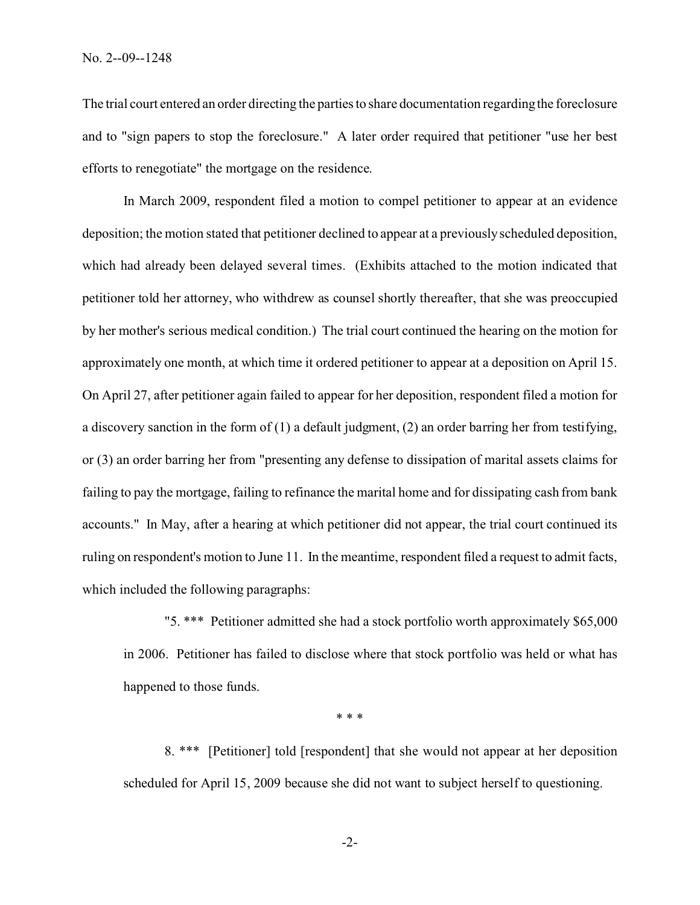The trial court entered an order directing the parties to share documentation regarding the foreclosure and to "sign papers to stop the foreclosure." A later order required that petitioner "use her best efforts to renegotiate" the mortgage on the residence.

In March 2009, respondent filed a motion to compel petitioner to appear at an evidence deposition; the motion stated that petitioner declined to appear at a previously scheduled deposition, which had already been delayed several times. (Exhibits attached to the motion indicated that petitioner told her attorney, who withdrew as counsel shortly thereafter, that she was preoccupied by her mother's serious medical condition.) The trial court continued the hearing on the motion for approximately one month, at which time it ordered petitioner to appear at a deposition on April 15. On April 27, after petitioner again failed to appear for her deposition, respondent filed a motion for a discovery sanction in the form of (1) a default judgment, (2) an order barring her from testifying, or (3) an order barring her from "presenting any defense to dissipation of marital assets claims for failing to pay the mortgage, failing to refinance the marital home and for dissipating cash from bank accounts." In May, after a hearing at which petitioner did not appear, the trial court continued its ruling on respondent's motion to June 11. In the meantime, respondent filed a request to admit facts, which included the following paragraphs:

> "5. *** Petitioner admitted she had a stock portfolio worth approximately $65,000 in 2006. Petitioner has failed to disclose where that stock portfolio was held or what has happened to those funds.
>
> \* \* \*
>
> 8. *** [Petitioner] told [respondent] that she would not appear at her deposition scheduled for April 15, 2009 because she did not want to subject herself to questioning.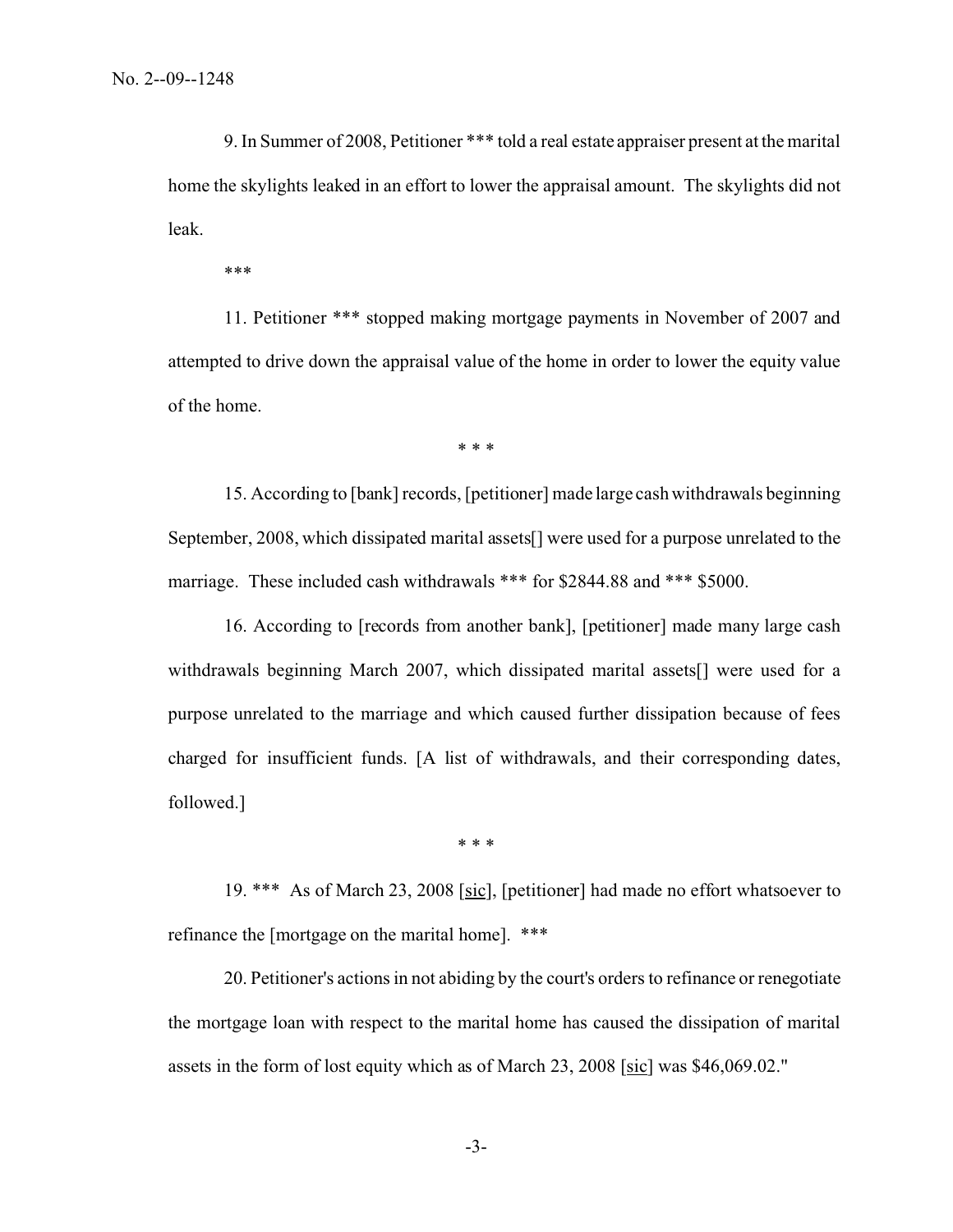9. In Summer of 2008, Petitioner *** told a real estate appraiser present at the marital home the skylights leaked in an effort to lower the appraisal amount. The skylights did not leak.

***

11. Petitioner *** stopped making mortgage payments in November of 2007 and attempted to drive down the appraisal value of the home in order to lower the equity value of the home.

* * *

15. According to [bank] records, [petitioner] made large cash withdrawals beginning September, 2008, which dissipated marital assets[] were used for a purpose unrelated to the marriage. These included cash withdrawals *** for $2844.88 and *** $5000.

16. According to [records from another bank], [petitioner] made many large cash withdrawals beginning March 2007, which dissipated marital assets[] were used for a purpose unrelated to the marriage and which caused further dissipation because of fees charged for insufficient funds. [A list of withdrawals, and their corresponding dates, followed.]

* * *

19. *** As of March 23, 2008 [sic], [petitioner] had made no effort whatsoever to refinance the [mortgage on the marital home]. ***

20. Petitioner's actions in not abiding by the court's orders to refinance or renegotiate the mortgage loan with respect to the marital home has caused the dissipation of marital assets in the form of lost equity which as of March 23, 2008 [sic] was $46,069.02."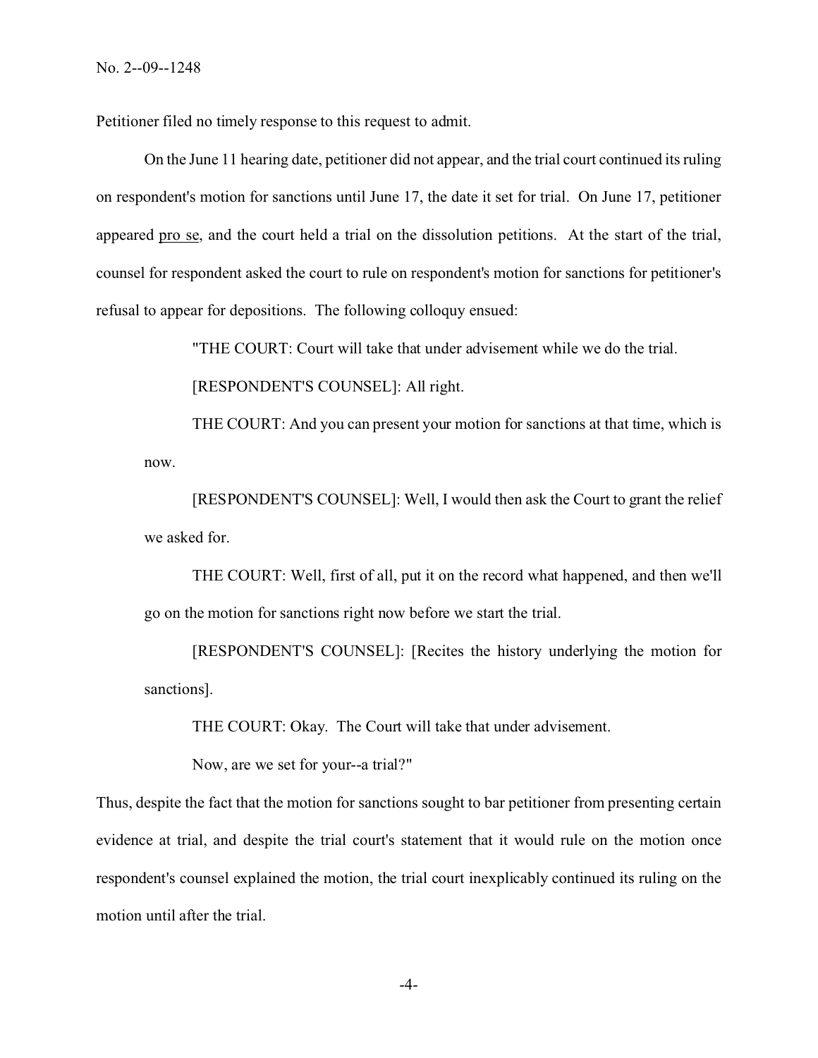Petitioner filed no timely response to this request to admit.

On the June 11 hearing date, petitioner did not appear, and the trial court continued its ruling on respondent's motion for sanctions until June 17, the date it set for trial. On June 17, petitioner appeared pro se, and the court held a trial on the dissolution petitions. At the start of the trial, counsel for respondent asked the court to rule on respondent's motion for sanctions for petitioner's refusal to appear for depositions. The following colloquy ensued:

> "THE COURT: Court will take that under advisement while we do the trial.
>
> [RESPONDENT'S COUNSEL]: All right.
>
> THE COURT: And you can present your motion for sanctions at that time, which is now.
>
> [RESPONDENT'S COUNSEL]: Well, I would then ask the Court to grant the relief we asked for.
>
> THE COURT: Well, first of all, put it on the record what happened, and then we'll go on the motion for sanctions right now before we start the trial.
>
> [RESPONDENT'S COUNSEL]: [Recites the history underlying the motion for sanctions].
>
> THE COURT: Okay. The Court will take that under advisement.
>
> Now, are we set for your--a trial?"

Thus, despite the fact that the motion for sanctions sought to bar petitioner from presenting certain evidence at trial, and despite the trial court's statement that it would rule on the motion once respondent's counsel explained the motion, the trial court inexplicably continued its ruling on the motion until after the trial.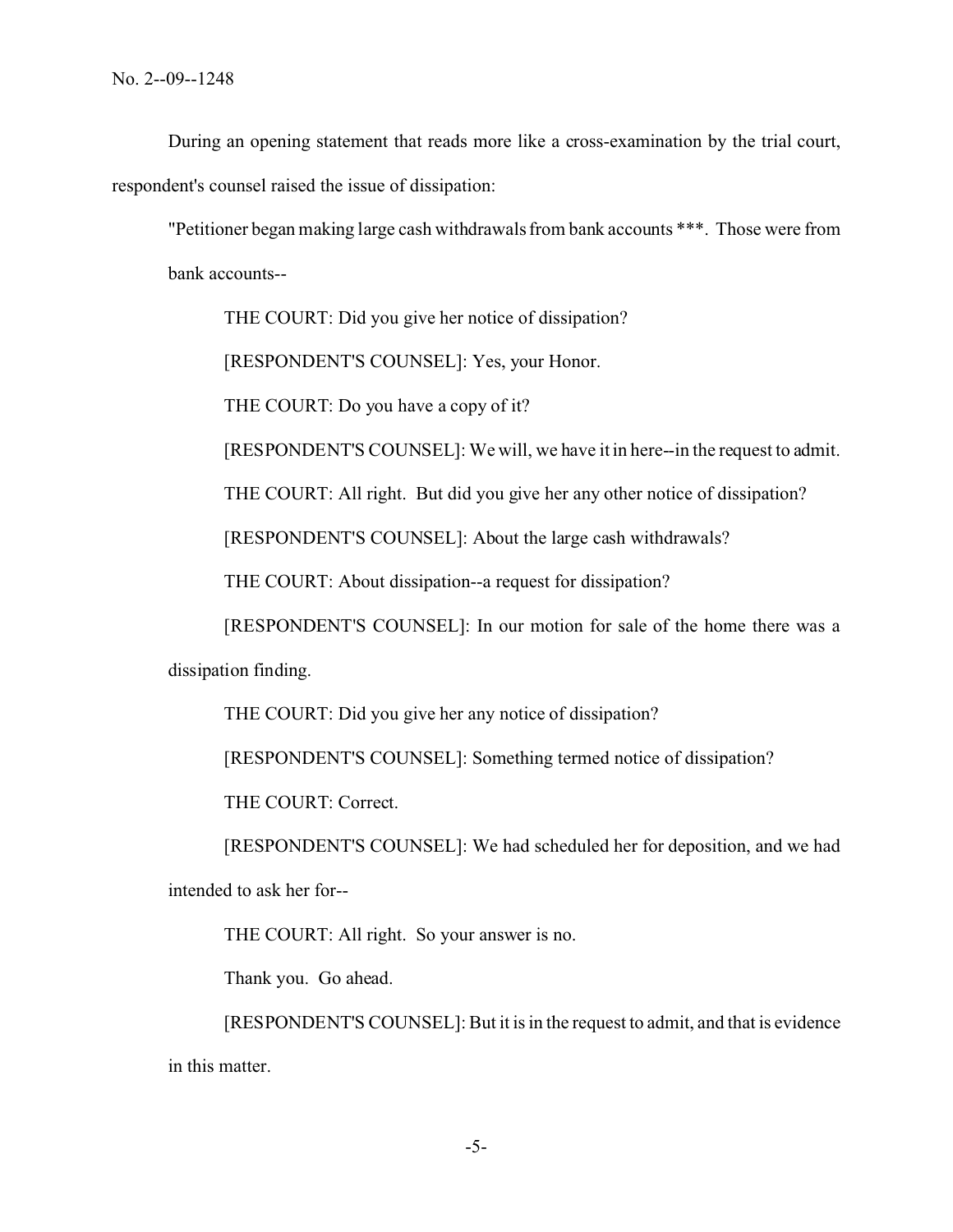During an opening statement that reads more like a cross-examination by the trial court, respondent's counsel raised the issue of dissipation:

> "Petitioner began making large cash withdrawals from bank accounts ***. Those were from bank accounts--
>
> THE COURT: Did you give her notice of dissipation?
>
> [RESPONDENT'S COUNSEL]: Yes, your Honor.
>
> THE COURT: Do you have a copy of it?
>
> [RESPONDENT'S COUNSEL]: We will, we have it in here--in the request to admit.
>
> THE COURT: All right. But did you give her any other notice of dissipation?
>
> [RESPONDENT'S COUNSEL]: About the large cash withdrawals?
>
> THE COURT: About dissipation--a request for dissipation?
>
> [RESPONDENT'S COUNSEL]: In our motion for sale of the home there was a dissipation finding.
>
> THE COURT: Did you give her any notice of dissipation?
>
> [RESPONDENT'S COUNSEL]: Something termed notice of dissipation?
>
> THE COURT: Correct.
>
> [RESPONDENT'S COUNSEL]: We had scheduled her for deposition, and we had intended to ask her for--
>
> THE COURT: All right. So your answer is no.
>
> Thank you. Go ahead.
>
> [RESPONDENT'S COUNSEL]: But it is in the request to admit, and that is evidence in this matter.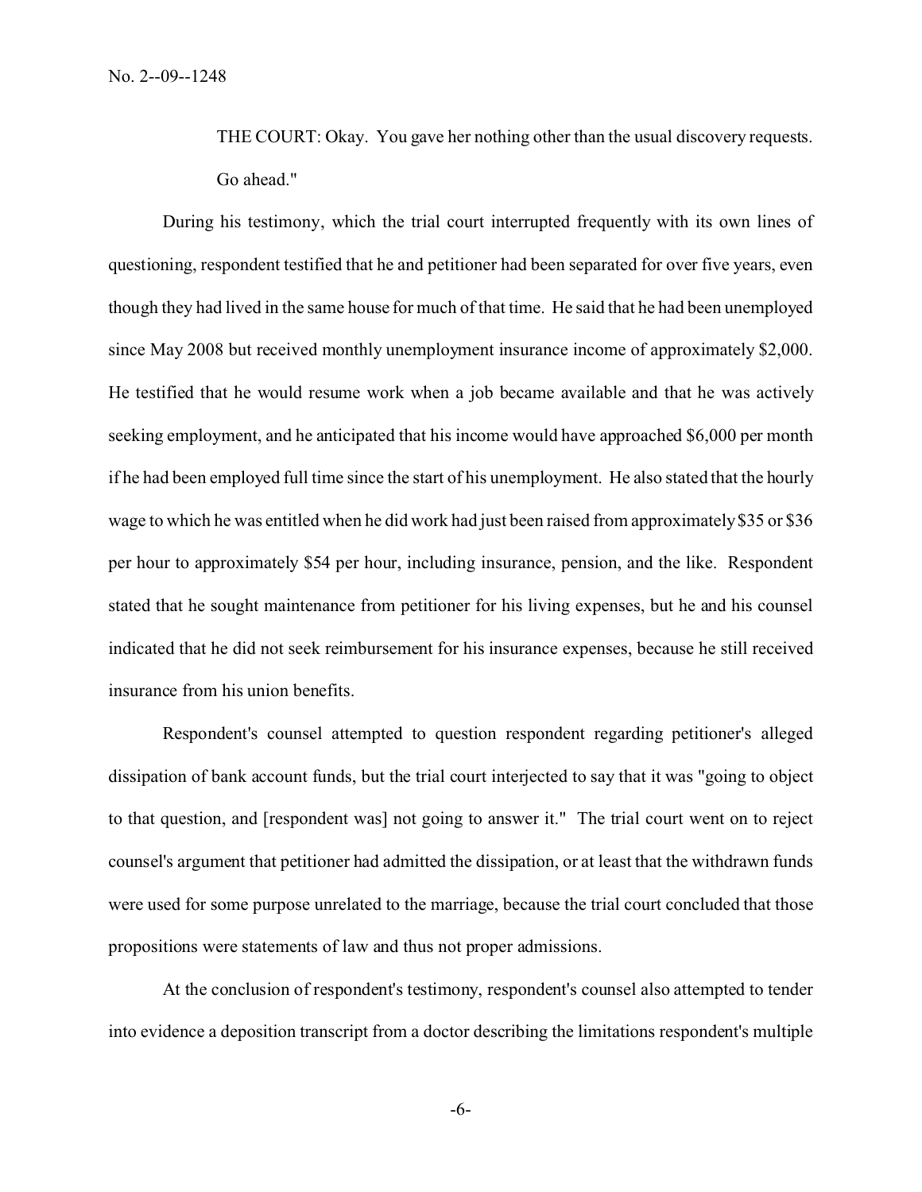THE COURT: Okay. You gave her nothing other than the usual discovery requests. Go ahead."

During his testimony, which the trial court interrupted frequently with its own lines of questioning, respondent testified that he and petitioner had been separated for over five years, even though they had lived in the same house for much of that time. He said that he had been unemployed since May 2008 but received monthly unemployment insurance income of approximately $2,000. He testified that he would resume work when a job became available and that he was actively seeking employment, and he anticipated that his income would have approached $6,000 per month if he had been employed full time since the start of his unemployment. He also stated that the hourly wage to which he was entitled when he did work had just been raised from approximately $35 or $36 per hour to approximately $54 per hour, including insurance, pension, and the like. Respondent stated that he sought maintenance from petitioner for his living expenses, but he and his counsel indicated that he did not seek reimbursement for his insurance expenses, because he still received insurance from his union benefits.

Respondent's counsel attempted to question respondent regarding petitioner's alleged dissipation of bank account funds, but the trial court interjected to say that it was "going to object to that question, and [respondent was] not going to answer it." The trial court went on to reject counsel's argument that petitioner had admitted the dissipation, or at least that the withdrawn funds were used for some purpose unrelated to the marriage, because the trial court concluded that those propositions were statements of law and thus not proper admissions.

At the conclusion of respondent's testimony, respondent's counsel also attempted to tender into evidence a deposition transcript from a doctor describing the limitations respondent's multiple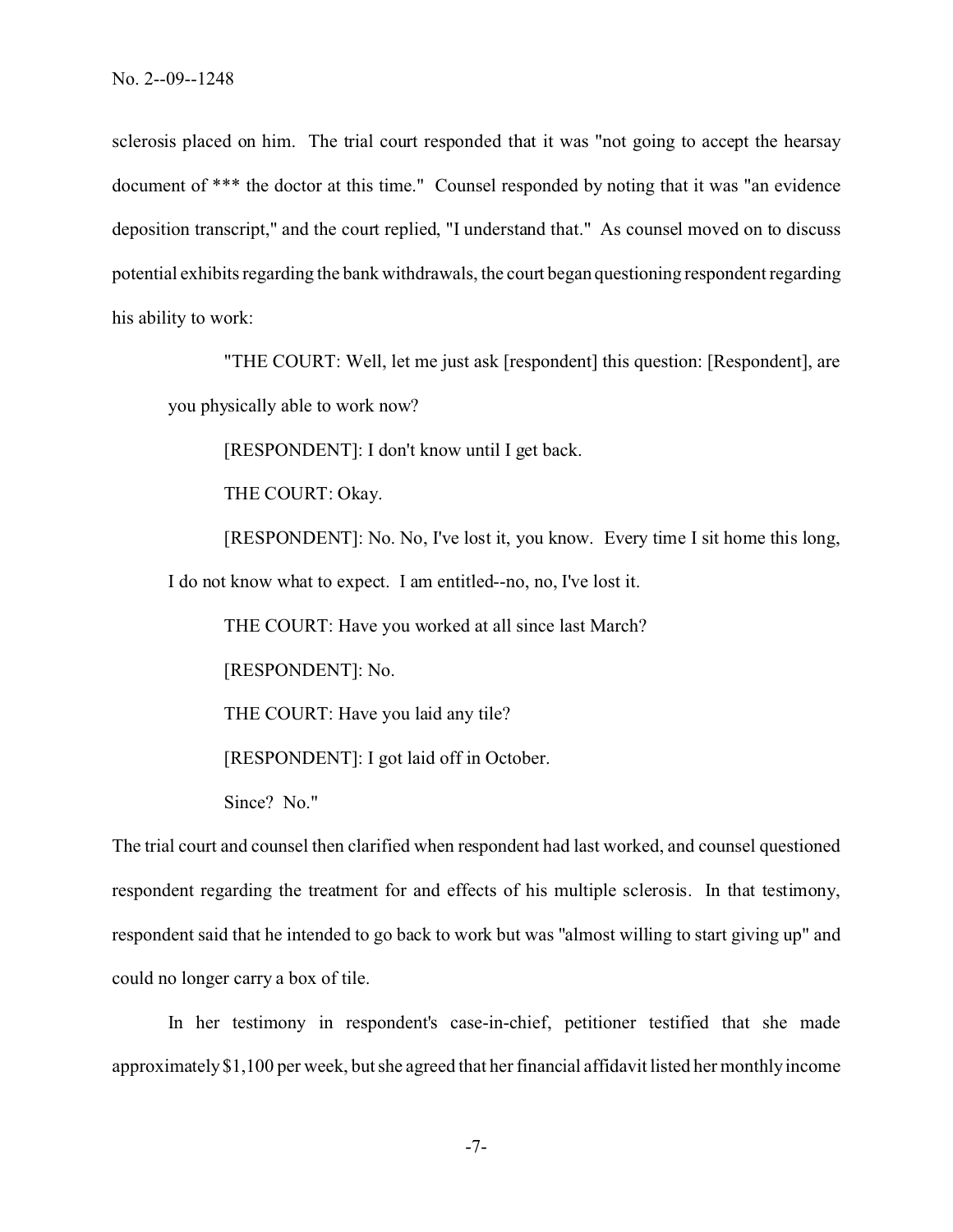sclerosis placed on him. The trial court responded that it was "not going to accept the hearsay document of *** the doctor at this time." Counsel responded by noting that it was "an evidence deposition transcript," and the court replied, "I understand that." As counsel moved on to discuss potential exhibits regarding the bank withdrawals, the court began questioning respondent regarding his ability to work:

> "THE COURT: Well, let me just ask [respondent] this question: [Respondent], are you physically able to work now?
>
> [RESPONDENT]: I don't know until I get back.
>
> THE COURT: Okay.
>
> [RESPONDENT]: No. No, I've lost it, you know. Every time I sit home this long, I do not know what to expect. I am entitled--no, no, I've lost it.
>
> THE COURT: Have you worked at all since last March?
>
> [RESPONDENT]: No.
>
> THE COURT: Have you laid any tile?
>
> [RESPONDENT]: I got laid off in October.
>
> Since? No."

The trial court and counsel then clarified when respondent had last worked, and counsel questioned respondent regarding the treatment for and effects of his multiple sclerosis. In that testimony, respondent said that he intended to go back to work but was "almost willing to start giving up" and could no longer carry a box of tile.

In her testimony in respondent's case-in-chief, petitioner testified that she made approximately $1,100 per week, but she agreed that her financial affidavit listed her monthly income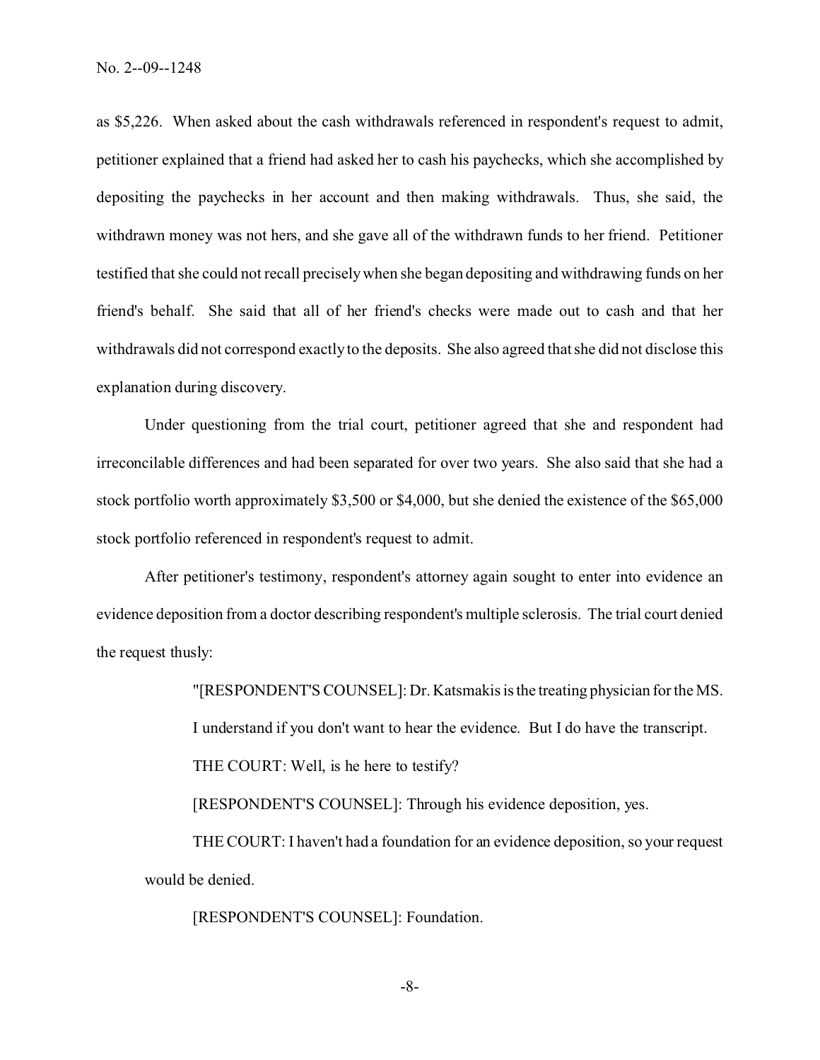as $5,226. When asked about the cash withdrawals referenced in respondent's request to admit, petitioner explained that a friend had asked her to cash his paychecks, which she accomplished by depositing the paychecks in her account and then making withdrawals. Thus, she said, the withdrawn money was not hers, and she gave all of the withdrawn funds to her friend. Petitioner testified that she could not recall precisely when she began depositing and withdrawing funds on her friend's behalf. She said that all of her friend's checks were made out to cash and that her withdrawals did not correspond exactly to the deposits. She also agreed that she did not disclose this explanation during discovery.

Under questioning from the trial court, petitioner agreed that she and respondent had irreconcilable differences and had been separated for over two years. She also said that she had a stock portfolio worth approximately $3,500 or $4,000, but she denied the existence of the $65,000 stock portfolio referenced in respondent's request to admit.

After petitioner's testimony, respondent's attorney again sought to enter into evidence an evidence deposition from a doctor describing respondent's multiple sclerosis. The trial court denied the request thusly:

> "[RESPONDENT'S COUNSEL]: Dr. Katsmakis is the treating physician for the MS. I understand if you don't want to hear the evidence. But I do have the transcript.
>
> THE COURT: Well, is he here to testify?
>
> [RESPONDENT'S COUNSEL]: Through his evidence deposition, yes.
>
> THE COURT: I haven't had a foundation for an evidence deposition, so your request would be denied.
>
> [RESPONDENT'S COUNSEL]: Foundation.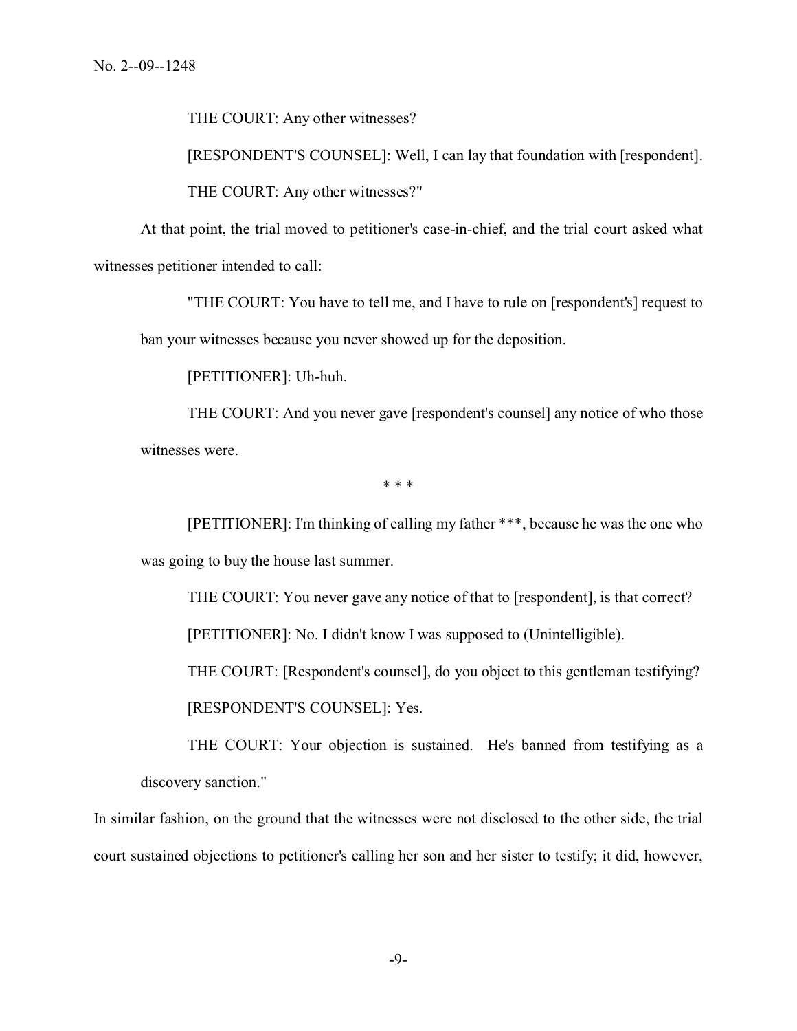THE COURT: Any other witnesses?

[RESPONDENT'S COUNSEL]: Well, I can lay that foundation with [respondent].

THE COURT: Any other witnesses?"

At that point, the trial moved to petitioner's case-in-chief, and the trial court asked what witnesses petitioner intended to call:

"THE COURT: You have to tell me, and I have to rule on [respondent's] request to ban your witnesses because you never showed up for the deposition.

[PETITIONER]: Uh-huh.

THE COURT: And you never gave [respondent's counsel] any notice of who those witnesses were.

\* \* \*

[PETITIONER]: I'm thinking of calling my father \*\*\*, because he was the one who was going to buy the house last summer.

THE COURT: You never gave any notice of that to [respondent], is that correct?

[PETITIONER]: No. I didn't know I was supposed to (Unintelligible).

THE COURT: [Respondent's counsel], do you object to this gentleman testifying?

[RESPONDENT'S COUNSEL]: Yes.

THE COURT: Your objection is sustained. He's banned from testifying as a discovery sanction."

In similar fashion, on the ground that the witnesses were not disclosed to the other side, the trial court sustained objections to petitioner's calling her son and her sister to testify; it did, however,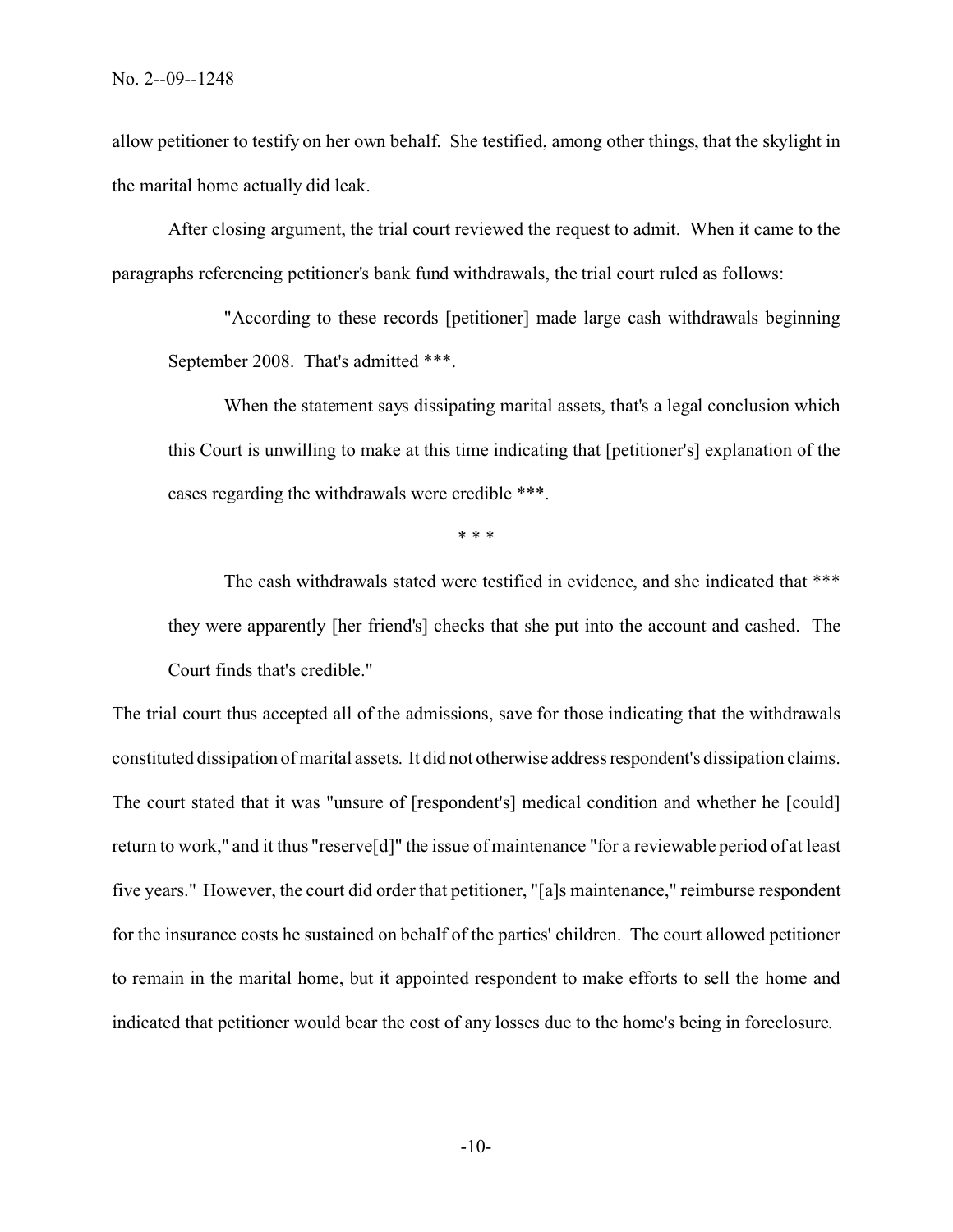allow petitioner to testify on her own behalf. She testified, among other things, that the skylight in the marital home actually did leak.

After closing argument, the trial court reviewed the request to admit. When it came to the paragraphs referencing petitioner's bank fund withdrawals, the trial court ruled as follows:

> "According to these records [petitioner] made large cash withdrawals beginning September 2008. That's admitted ***.
>
> When the statement says dissipating marital assets, that's a legal conclusion which this Court is unwilling to make at this time indicating that [petitioner's] explanation of the cases regarding the withdrawals were credible ***.
>
> * * *
>
> The cash withdrawals stated were testified in evidence, and she indicated that *** they were apparently [her friend's] checks that she put into the account and cashed. The Court finds that's credible."

The trial court thus accepted all of the admissions, save for those indicating that the withdrawals constituted dissipation of marital assets. It did not otherwise address respondent's dissipation claims. The court stated that it was "unsure of [respondent's] medical condition and whether he [could] return to work," and it thus "reserve[d]" the issue of maintenance "for a reviewable period of at least five years." However, the court did order that petitioner, "[a]s maintenance," reimburse respondent for the insurance costs he sustained on behalf of the parties' children. The court allowed petitioner to remain in the marital home, but it appointed respondent to make efforts to sell the home and indicated that petitioner would bear the cost of any losses due to the home's being in foreclosure.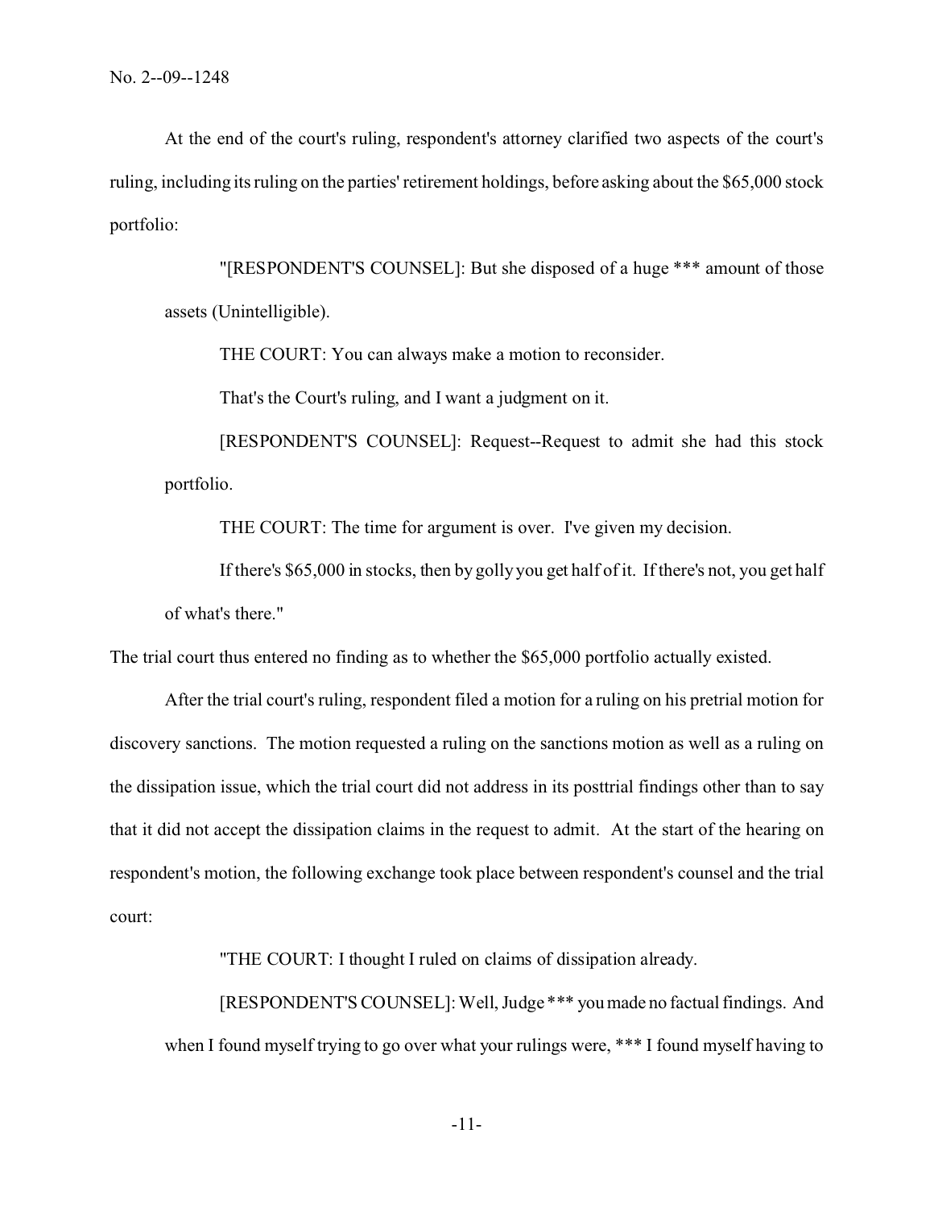At the end of the court's ruling, respondent's attorney clarified two aspects of the court's ruling, including its ruling on the parties' retirement holdings, before asking about the $65,000 stock portfolio:

> "[RESPONDENT'S COUNSEL]: But she disposed of a huge *** amount of those assets (Unintelligible).
>
> THE COURT: You can always make a motion to reconsider.
>
> That's the Court's ruling, and I want a judgment on it.
>
> [RESPONDENT'S COUNSEL]: Request--Request to admit she had this stock portfolio.
>
> THE COURT: The time for argument is over. I've given my decision.
>
> If there's $65,000 in stocks, then by golly you get half of it. If there's not, you get half of what's there."

The trial court thus entered no finding as to whether the $65,000 portfolio actually existed.

After the trial court's ruling, respondent filed a motion for a ruling on his pretrial motion for discovery sanctions. The motion requested a ruling on the sanctions motion as well as a ruling on the dissipation issue, which the trial court did not address in its posttrial findings other than to say that it did not accept the dissipation claims in the request to admit. At the start of the hearing on respondent's motion, the following exchange took place between respondent's counsel and the trial court:

> "THE COURT: I thought I ruled on claims of dissipation already.
>
> [RESPONDENT'S COUNSEL]: Well, Judge *** you made no factual findings. And when I found myself trying to go over what your rulings were, *** I found myself having to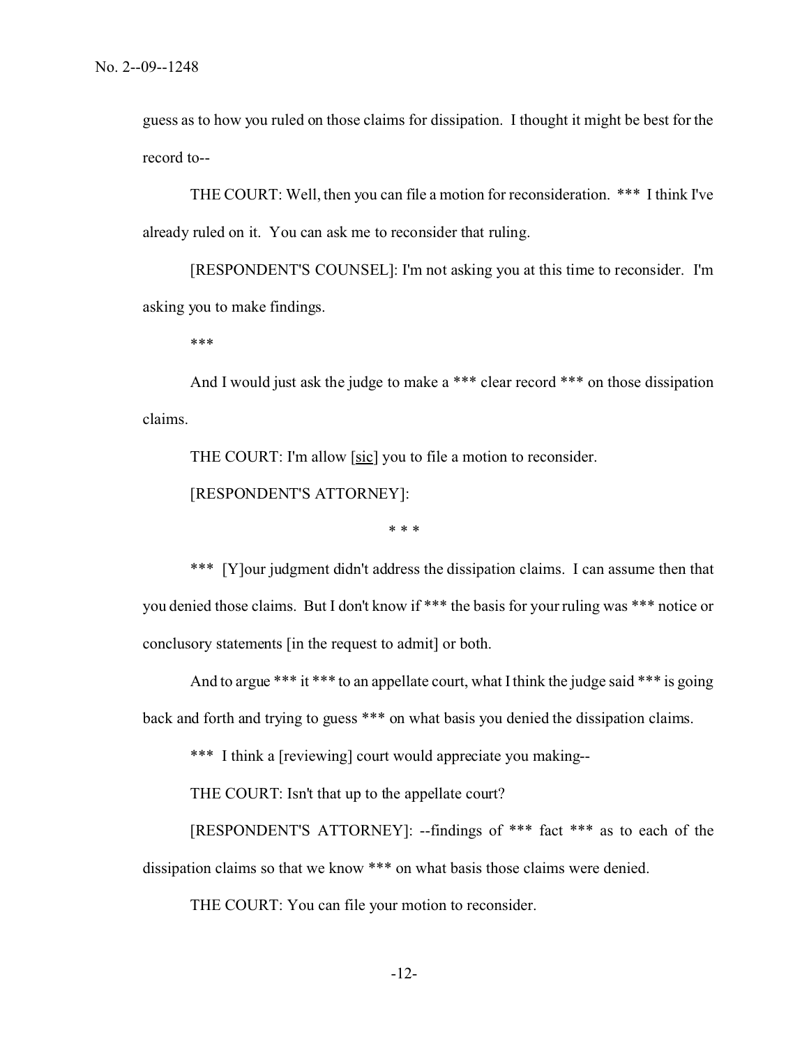guess as to how you ruled on those claims for dissipation. I thought it might be best for the record to--

THE COURT: Well, then you can file a motion for reconsideration. *** I think I've already ruled on it. You can ask me to reconsider that ruling.

[RESPONDENT'S COUNSEL]: I'm not asking you at this time to reconsider. I'm asking you to make findings.

***

And I would just ask the judge to make a *** clear record *** on those dissipation claims.

THE COURT: I'm allow [sic] you to file a motion to reconsider.

[RESPONDENT'S ATTORNEY]:

\* \* \*

*** [Y]our judgment didn't address the dissipation claims. I can assume then that you denied those claims. But I don't know if *** the basis for your ruling was *** notice or conclusory statements [in the request to admit] or both.

And to argue *** it *** to an appellate court, what I think the judge said *** is going back and forth and trying to guess *** on what basis you denied the dissipation claims.

*** I think a [reviewing] court would appreciate you making--

THE COURT: Isn't that up to the appellate court?

[RESPONDENT'S ATTORNEY]: --findings of *** fact *** as to each of the dissipation claims so that we know *** on what basis those claims were denied.

THE COURT: You can file your motion to reconsider.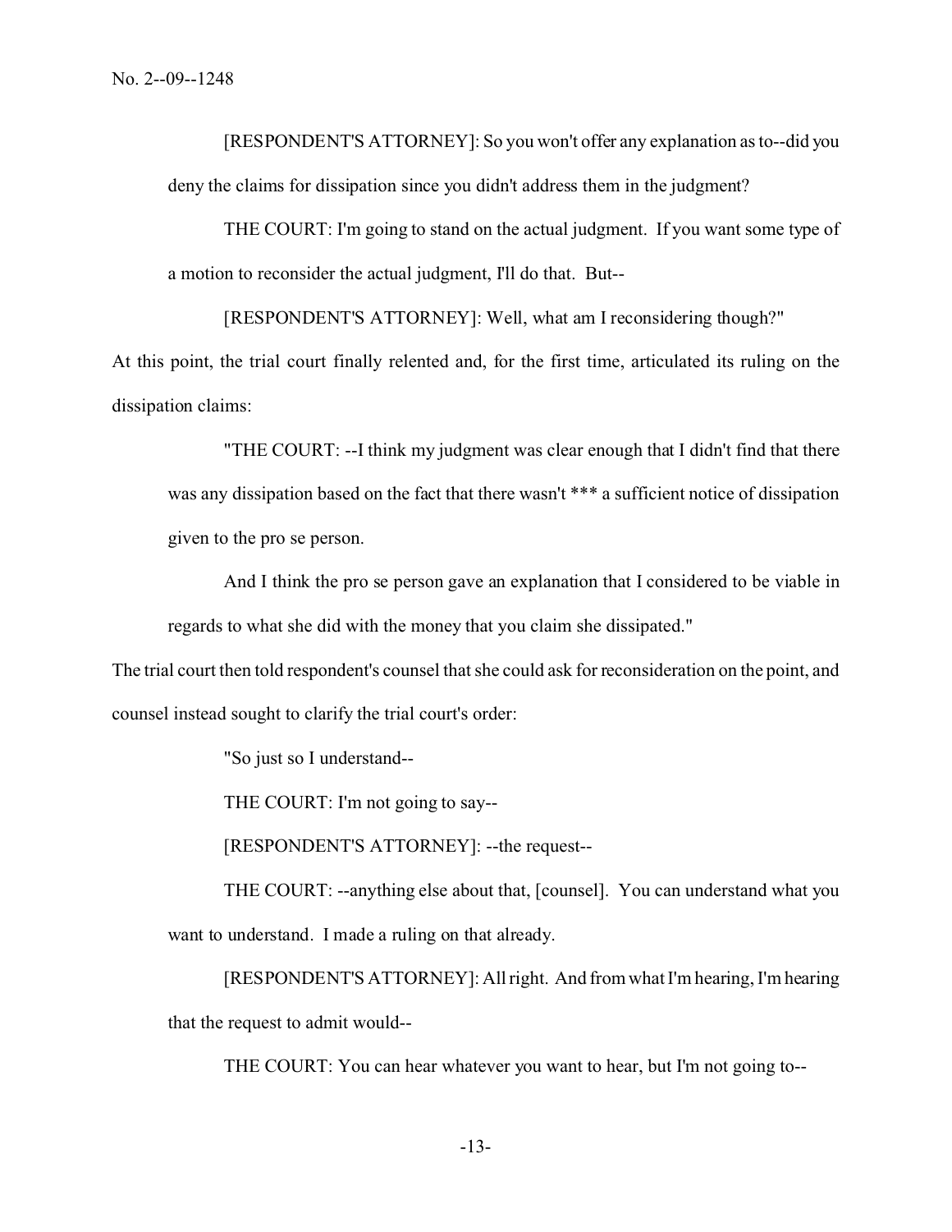[RESPONDENT'S ATTORNEY]: So you won't offer any explanation as to--did you deny the claims for dissipation since you didn't address them in the judgment?

THE COURT: I'm going to stand on the actual judgment. If you want some type of a motion to reconsider the actual judgment, I'll do that. But--

[RESPONDENT'S ATTORNEY]: Well, what am I reconsidering though?"

At this point, the trial court finally relented and, for the first time, articulated its ruling on the dissipation claims:

"THE COURT: --I think my judgment was clear enough that I didn't find that there was any dissipation based on the fact that there wasn't *** a sufficient notice of dissipation given to the pro se person.

And I think the pro se person gave an explanation that I considered to be viable in regards to what she did with the money that you claim she dissipated."

The trial court then told respondent's counsel that she could ask for reconsideration on the point, and counsel instead sought to clarify the trial court's order:

"So just so I understand--

THE COURT: I'm not going to say--

[RESPONDENT'S ATTORNEY]: --the request--

THE COURT: --anything else about that, [counsel]. You can understand what you want to understand. I made a ruling on that already.

[RESPONDENT'S ATTORNEY]: All right. And from what I'm hearing, I'm hearing that the request to admit would--

THE COURT: You can hear whatever you want to hear, but I'm not going to--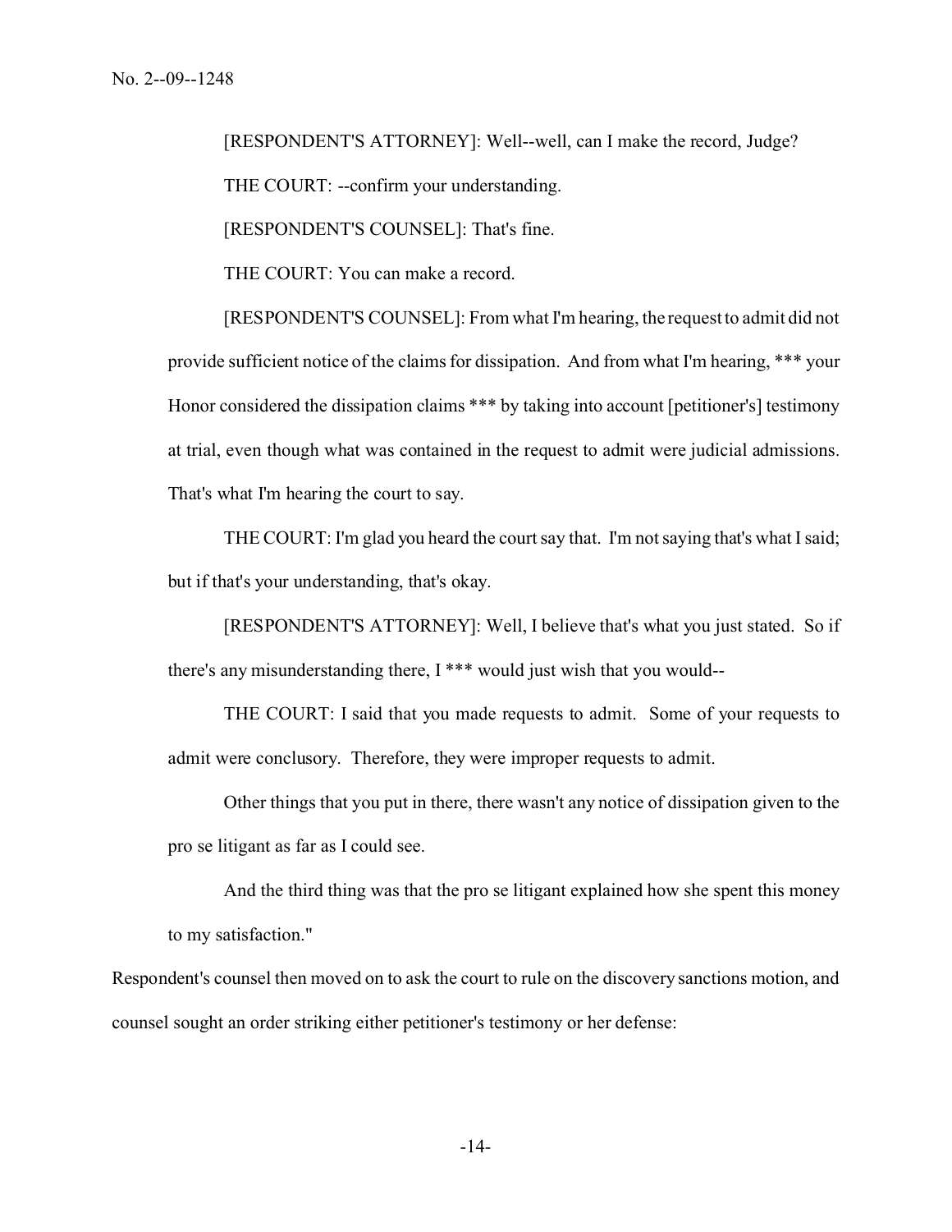[RESPONDENT'S ATTORNEY]: Well--well, can I make the record, Judge?

THE COURT: --confirm your understanding.

[RESPONDENT'S COUNSEL]: That's fine.

THE COURT: You can make a record.

[RESPONDENT'S COUNSEL]: From what I'm hearing, the request to admit did not provide sufficient notice of the claims for dissipation. And from what I'm hearing, *** your Honor considered the dissipation claims *** by taking into account [petitioner's] testimony at trial, even though what was contained in the request to admit were judicial admissions. That's what I'm hearing the court to say.

THE COURT: I'm glad you heard the court say that. I'm not saying that's what I said; but if that's your understanding, that's okay.

[RESPONDENT'S ATTORNEY]: Well, I believe that's what you just stated. So if there's any misunderstanding there, I *** would just wish that you would--

THE COURT: I said that you made requests to admit. Some of your requests to admit were conclusory. Therefore, they were improper requests to admit.

Other things that you put in there, there wasn't any notice of dissipation given to the pro se litigant as far as I could see.

And the third thing was that the pro se litigant explained how she spent this money to my satisfaction."

Respondent's counsel then moved on to ask the court to rule on the discovery sanctions motion, and counsel sought an order striking either petitioner's testimony or her defense: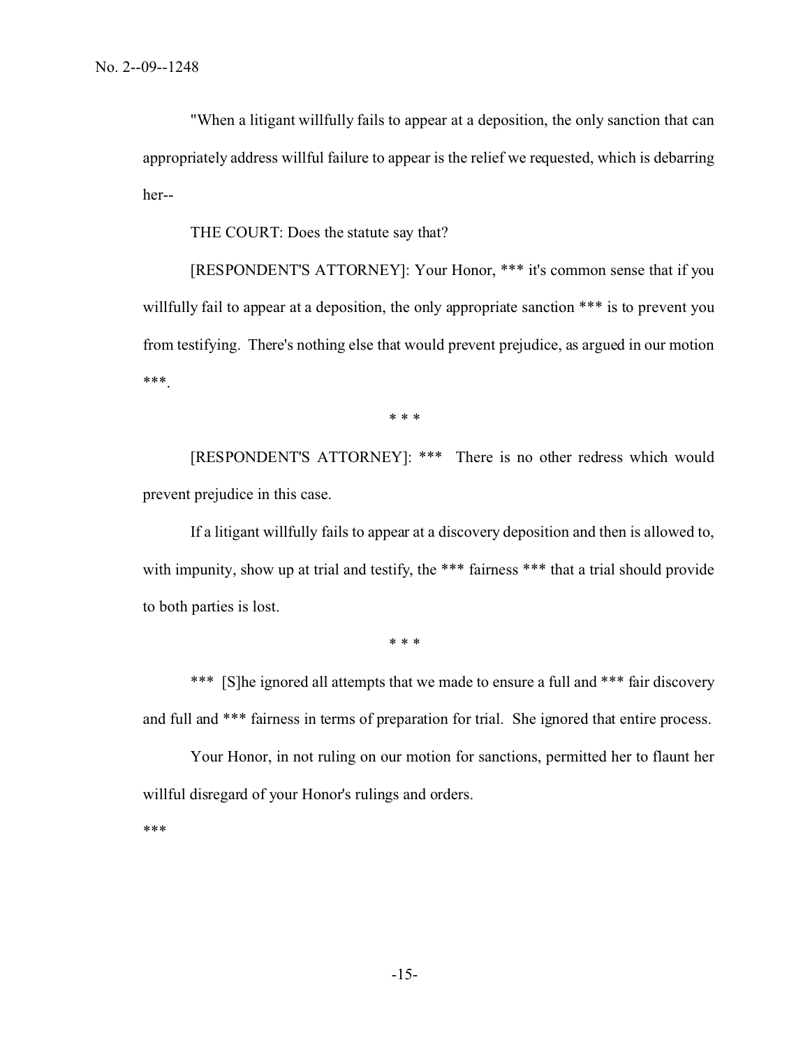"When a litigant willfully fails to appear at a deposition, the only sanction that can appropriately address willful failure to appear is the relief we requested, which is debarring her--

THE COURT: Does the statute say that?

[RESPONDENT'S ATTORNEY]: Your Honor, *** it's common sense that if you willfully fail to appear at a deposition, the only appropriate sanction *** is to prevent you from testifying. There's nothing else that would prevent prejudice, as argued in our motion ***.

\* \* \*

[RESPONDENT'S ATTORNEY]: *** There is no other redress which would prevent prejudice in this case.

If a litigant willfully fails to appear at a discovery deposition and then is allowed to, with impunity, show up at trial and testify, the *** fairness *** that a trial should provide to both parties is lost.

\* \* \*

*** [S]he ignored all attempts that we made to ensure a full and *** fair discovery and full and *** fairness in terms of preparation for trial. She ignored that entire process.

Your Honor, in not ruling on our motion for sanctions, permitted her to flaunt her willful disregard of your Honor's rulings and orders.

\*\*\*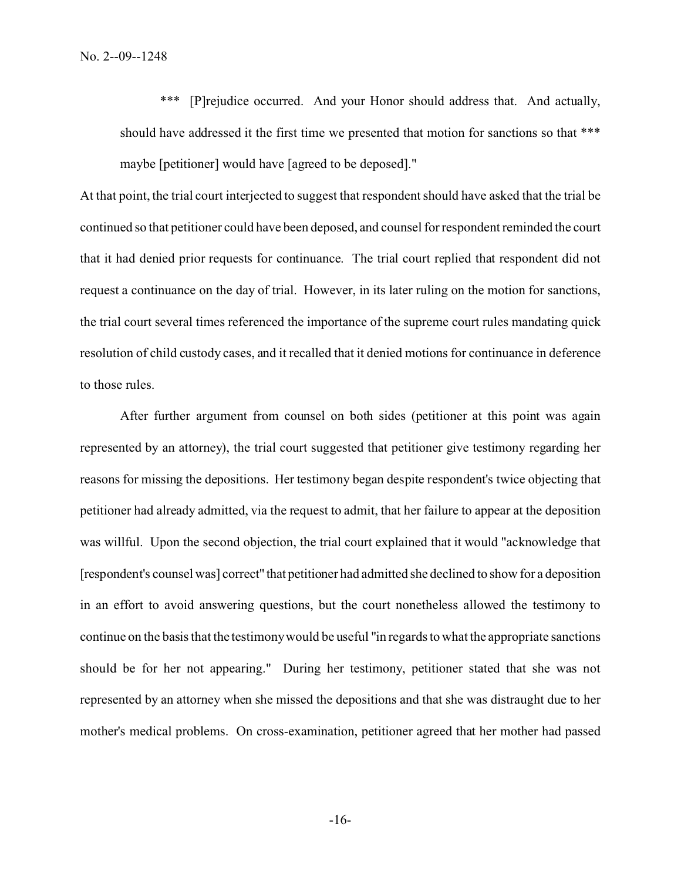> *** [P]rejudice occurred. And your Honor should address that. And actually, should have addressed it the first time we presented that motion for sanctions so that *** maybe [petitioner] would have [agreed to be deposed]."

At that point, the trial court interjected to suggest that respondent should have asked that the trial be continued so that petitioner could have been deposed, and counsel for respondent reminded the court that it had denied prior requests for continuance. The trial court replied that respondent did not request a continuance on the day of trial. However, in its later ruling on the motion for sanctions, the trial court several times referenced the importance of the supreme court rules mandating quick resolution of child custody cases, and it recalled that it denied motions for continuance in deference to those rules.

After further argument from counsel on both sides (petitioner at this point was again represented by an attorney), the trial court suggested that petitioner give testimony regarding her reasons for missing the depositions. Her testimony began despite respondent's twice objecting that petitioner had already admitted, via the request to admit, that her failure to appear at the deposition was willful. Upon the second objection, the trial court explained that it would "acknowledge that [respondent's counsel was] correct" that petitioner had admitted she declined to show for a deposition in an effort to avoid answering questions, but the court nonetheless allowed the testimony to continue on the basis that the testimony would be useful "in regards to what the appropriate sanctions should be for her not appearing." During her testimony, petitioner stated that she was not represented by an attorney when she missed the depositions and that she was distraught due to her mother's medical problems. On cross-examination, petitioner agreed that her mother had passed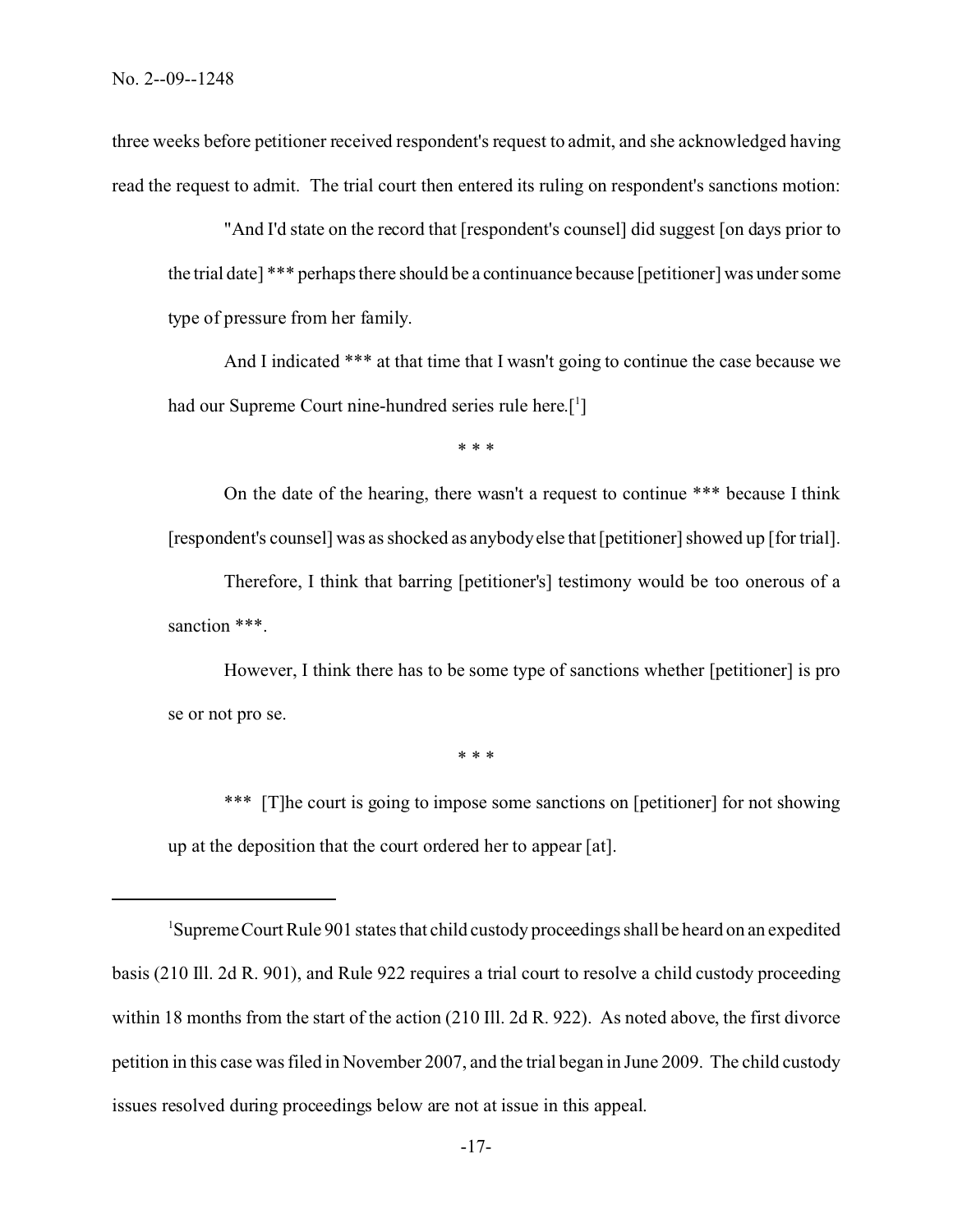three weeks before petitioner received respondent's request to admit, and she acknowledged having read the request to admit. The trial court then entered its ruling on respondent's sanctions motion:

> "And I'd state on the record that [respondent's counsel] did suggest [on days prior to the trial date] *** perhaps there should be a continuance because [petitioner] was under some type of pressure from her family.
>
> And I indicated *** at that time that I wasn't going to continue the case because we had our Supreme Court nine-hundred series rule here.[1]
>
> \* \* \*
>
> On the date of the hearing, there wasn't a request to continue *** because I think [respondent's counsel] was as shocked as anybody else that [petitioner] showed up [for trial].
>
> Therefore, I think that barring [petitioner's] testimony would be too onerous of a sanction ***.
>
> However, I think there has to be some type of sanctions whether [petitioner] is pro se or not pro se.
>
> \* \* \*
>
> *** [T]he court is going to impose some sanctions on [petitioner] for not showing up at the deposition that the court ordered her to appear [at].

---

[1] Supreme Court Rule 901 states that child custody proceedings shall be heard on an expedited basis (210 Ill. 2d R. 901), and Rule 922 requires a trial court to resolve a child custody proceeding within 18 months from the start of the action (210 Ill. 2d R. 922). As noted above, the first divorce petition in this case was filed in November 2007, and the trial began in June 2009. The child custody issues resolved during proceedings below are not at issue in this appeal.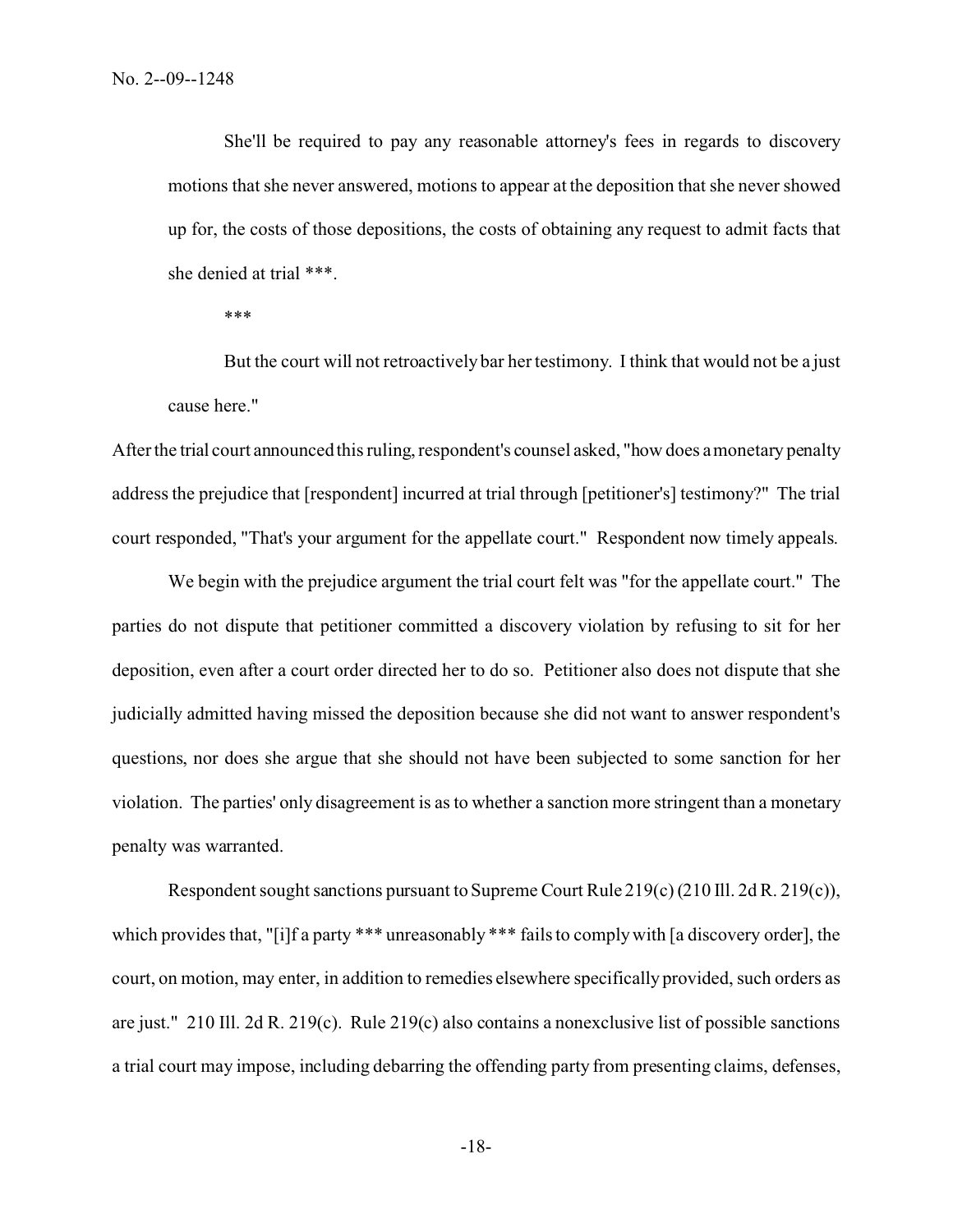> She'll be required to pay any reasonable attorney's fees in regards to discovery motions that she never answered, motions to appear at the deposition that she never showed up for, the costs of those depositions, the costs of obtaining any request to admit facts that she denied at trial ***.
>
> ***
>
> But the court will not retroactively bar her testimony. I think that would not be a just cause here."

After the trial court announced this ruling, respondent's counsel asked, "how does a monetary penalty address the prejudice that [respondent] incurred at trial through [petitioner's] testimony?" The trial court responded, "That's your argument for the appellate court." Respondent now timely appeals.

We begin with the prejudice argument the trial court felt was "for the appellate court." The parties do not dispute that petitioner committed a discovery violation by refusing to sit for her deposition, even after a court order directed her to do so. Petitioner also does not dispute that she judicially admitted having missed the deposition because she did not want to answer respondent's questions, nor does she argue that she should not have been subjected to some sanction for her violation. The parties' only disagreement is as to whether a sanction more stringent than a monetary penalty was warranted.

Respondent sought sanctions pursuant to Supreme Court Rule 219(c) (210 Ill. 2d R. 219(c)), which provides that, "[i]f a party *** unreasonably *** fails to comply with [a discovery order], the court, on motion, may enter, in addition to remedies elsewhere specifically provided, such orders as are just." 210 Ill. 2d R. 219(c). Rule 219(c) also contains a nonexclusive list of possible sanctions a trial court may impose, including debarring the offending party from presenting claims, defenses,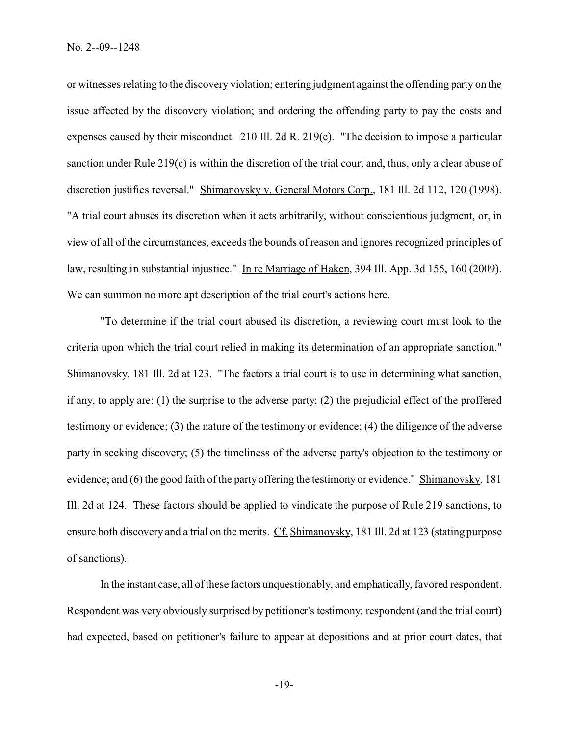or witnesses relating to the discovery violation; entering judgment against the offending party on the issue affected by the discovery violation; and ordering the offending party to pay the costs and expenses caused by their misconduct. 210 Ill. 2d R. 219(c). "The decision to impose a particular sanction under Rule 219(c) is within the discretion of the trial court and, thus, only a clear abuse of discretion justifies reversal." Shimanovsky v. General Motors Corp., 181 Ill. 2d 112, 120 (1998). "A trial court abuses its discretion when it acts arbitrarily, without conscientious judgment, or, in view of all of the circumstances, exceeds the bounds of reason and ignores recognized principles of law, resulting in substantial injustice." In re Marriage of Haken, 394 Ill. App. 3d 155, 160 (2009). We can summon no more apt description of the trial court's actions here.

"To determine if the trial court abused its discretion, a reviewing court must look to the criteria upon which the trial court relied in making its determination of an appropriate sanction." Shimanovsky, 181 Ill. 2d at 123. "The factors a trial court is to use in determining what sanction, if any, to apply are: (1) the surprise to the adverse party; (2) the prejudicial effect of the proffered testimony or evidence; (3) the nature of the testimony or evidence; (4) the diligence of the adverse party in seeking discovery; (5) the timeliness of the adverse party's objection to the testimony or evidence; and (6) the good faith of the party offering the testimony or evidence." Shimanovsky, 181 Ill. 2d at 124. These factors should be applied to vindicate the purpose of Rule 219 sanctions, to ensure both discovery and a trial on the merits. Cf. Shimanovsky, 181 Ill. 2d at 123 (stating purpose of sanctions).

In the instant case, all of these factors unquestionably, and emphatically, favored respondent. Respondent was very obviously surprised by petitioner's testimony; respondent (and the trial court) had expected, based on petitioner's failure to appear at depositions and at prior court dates, that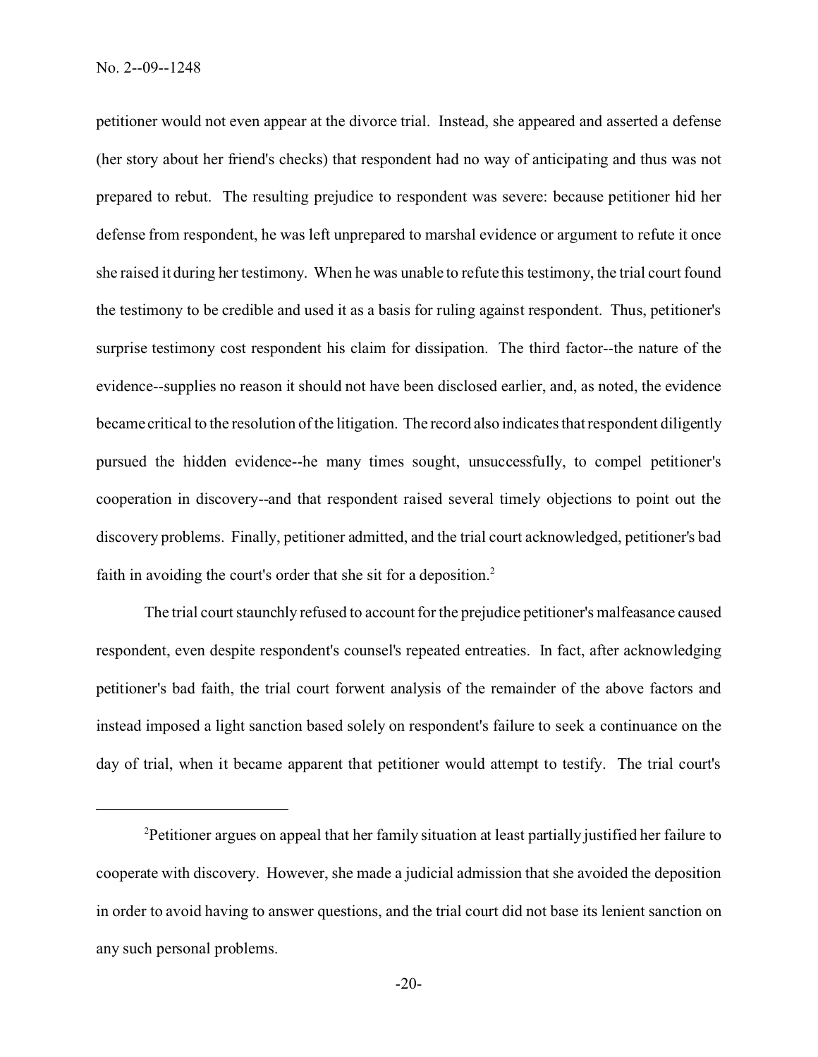petitioner would not even appear at the divorce trial. Instead, she appeared and asserted a defense (her story about her friend's checks) that respondent had no way of anticipating and thus was not prepared to rebut. The resulting prejudice to respondent was severe: because petitioner hid her defense from respondent, he was left unprepared to marshal evidence or argument to refute it once she raised it during her testimony. When he was unable to refute this testimony, the trial court found the testimony to be credible and used it as a basis for ruling against respondent. Thus, petitioner's surprise testimony cost respondent his claim for dissipation. The third factor--the nature of the evidence--supplies no reason it should not have been disclosed earlier, and, as noted, the evidence became critical to the resolution of the litigation. The record also indicates that respondent diligently pursued the hidden evidence--he many times sought, unsuccessfully, to compel petitioner's cooperation in discovery--and that respondent raised several timely objections to point out the discovery problems. Finally, petitioner admitted, and the trial court acknowledged, petitioner's bad faith in avoiding the court's order that she sit for a deposition.[2]

The trial court staunchly refused to account for the prejudice petitioner's malfeasance caused respondent, even despite respondent's counsel's repeated entreaties. In fact, after acknowledging petitioner's bad faith, the trial court forwent analysis of the remainder of the above factors and instead imposed a light sanction based solely on respondent's failure to seek a continuance on the day of trial, when it became apparent that petitioner would attempt to testify. The trial court's

---

[2]Petitioner argues on appeal that her family situation at least partially justified her failure to cooperate with discovery. However, she made a judicial admission that she avoided the deposition in order to avoid having to answer questions, and the trial court did not base its lenient sanction on any such personal problems.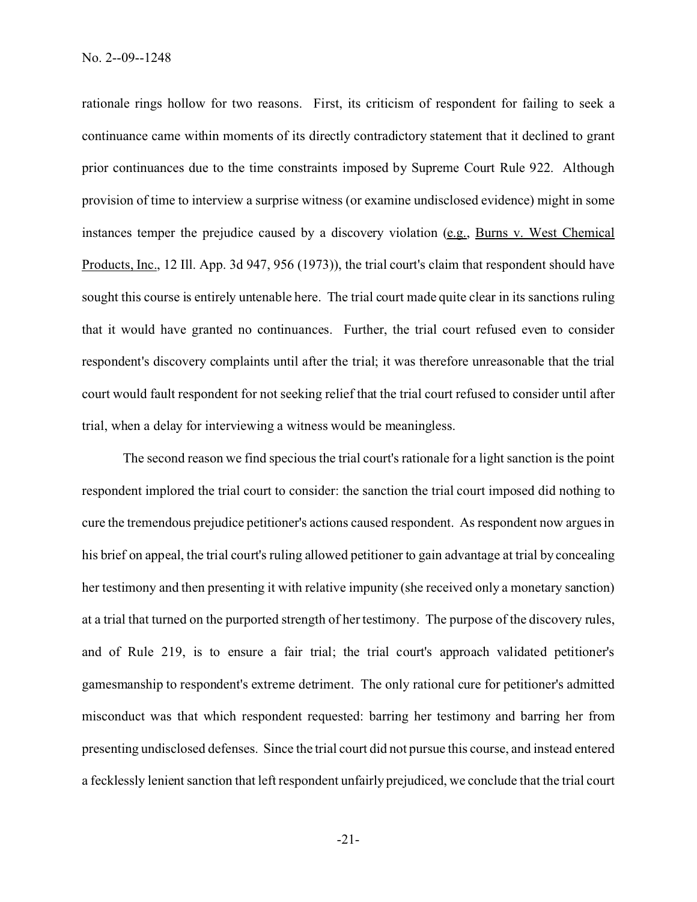rationale rings hollow for two reasons. First, its criticism of respondent for failing to seek a continuance came within moments of its directly contradictory statement that it declined to grant prior continuances due to the time constraints imposed by Supreme Court Rule 922. Although provision of time to interview a surprise witness (or examine undisclosed evidence) might in some instances temper the prejudice caused by a discovery violation (e.g., Burns v. West Chemical Products, Inc., 12 Ill. App. 3d 947, 956 (1973)), the trial court's claim that respondent should have sought this course is entirely untenable here. The trial court made quite clear in its sanctions ruling that it would have granted no continuances. Further, the trial court refused even to consider respondent's discovery complaints until after the trial; it was therefore unreasonable that the trial court would fault respondent for not seeking relief that the trial court refused to consider until after trial, when a delay for interviewing a witness would be meaningless.

The second reason we find specious the trial court's rationale for a light sanction is the point respondent implored the trial court to consider: the sanction the trial court imposed did nothing to cure the tremendous prejudice petitioner's actions caused respondent. As respondent now argues in his brief on appeal, the trial court's ruling allowed petitioner to gain advantage at trial by concealing her testimony and then presenting it with relative impunity (she received only a monetary sanction) at a trial that turned on the purported strength of her testimony. The purpose of the discovery rules, and of Rule 219, is to ensure a fair trial; the trial court's approach validated petitioner's gamesmanship to respondent's extreme detriment. The only rational cure for petitioner's admitted misconduct was that which respondent requested: barring her testimony and barring her from presenting undisclosed defenses. Since the trial court did not pursue this course, and instead entered a fecklessly lenient sanction that left respondent unfairly prejudiced, we conclude that the trial court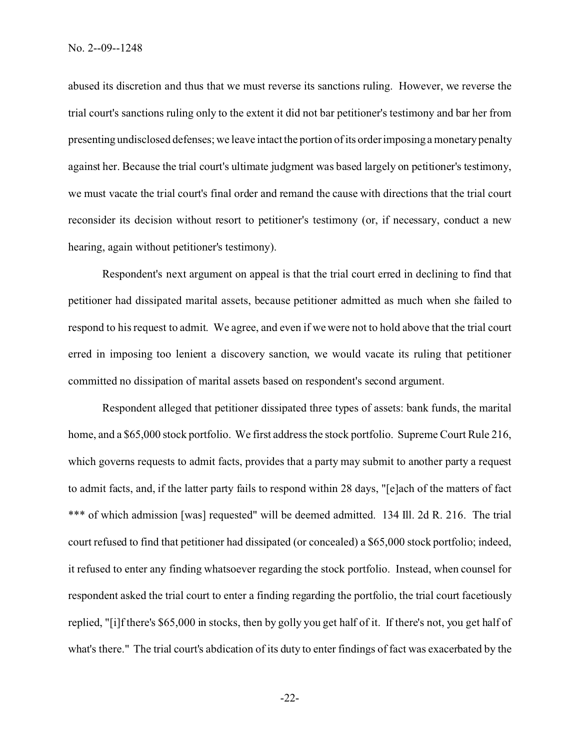abused its discretion and thus that we must reverse its sanctions ruling. However, we reverse the trial court's sanctions ruling only to the extent it did not bar petitioner's testimony and bar her from presenting undisclosed defenses; we leave intact the portion of its order imposing a monetary penalty against her. Because the trial court's ultimate judgment was based largely on petitioner's testimony, we must vacate the trial court's final order and remand the cause with directions that the trial court reconsider its decision without resort to petitioner's testimony (or, if necessary, conduct a new hearing, again without petitioner's testimony).

Respondent's next argument on appeal is that the trial court erred in declining to find that petitioner had dissipated marital assets, because petitioner admitted as much when she failed to respond to his request to admit. We agree, and even if we were not to hold above that the trial court erred in imposing too lenient a discovery sanction, we would vacate its ruling that petitioner committed no dissipation of marital assets based on respondent's second argument.

Respondent alleged that petitioner dissipated three types of assets: bank funds, the marital home, and a $65,000 stock portfolio. We first address the stock portfolio. Supreme Court Rule 216, which governs requests to admit facts, provides that a party may submit to another party a request to admit facts, and, if the latter party fails to respond within 28 days, "[e]ach of the matters of fact *** of which admission [was] requested" will be deemed admitted. 134 Ill. 2d R. 216. The trial court refused to find that petitioner had dissipated (or concealed) a $65,000 stock portfolio; indeed, it refused to enter any finding whatsoever regarding the stock portfolio. Instead, when counsel for respondent asked the trial court to enter a finding regarding the portfolio, the trial court facetiously replied, "[i]f there's $65,000 in stocks, then by golly you get half of it. If there's not, you get half of what's there." The trial court's abdication of its duty to enter findings of fact was exacerbated by the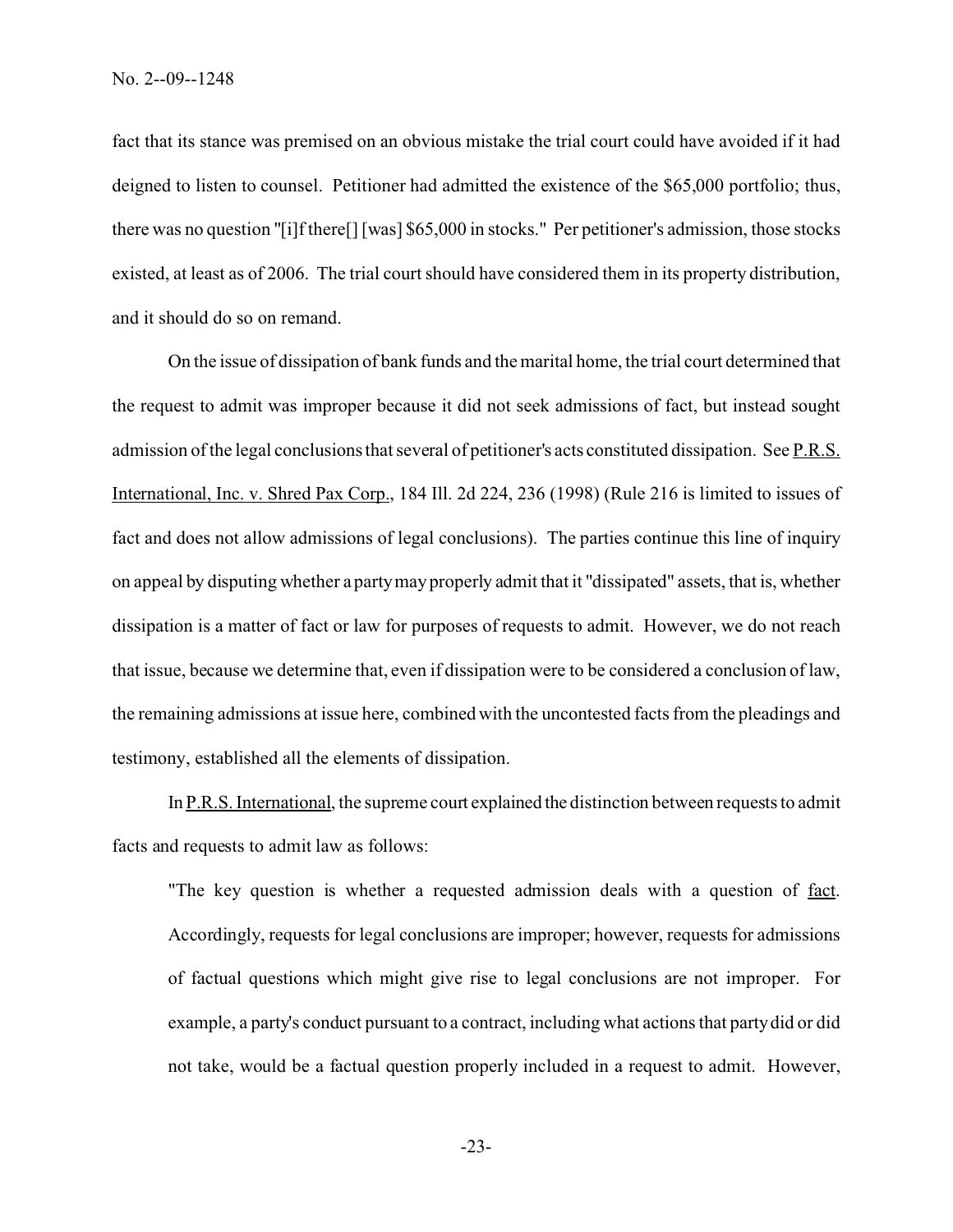fact that its stance was premised on an obvious mistake the trial court could have avoided if it had deigned to listen to counsel. Petitioner had admitted the existence of the $65,000 portfolio; thus, there was no question "[i]f there[] [was] $65,000 in stocks." Per petitioner's admission, those stocks existed, at least as of 2006. The trial court should have considered them in its property distribution, and it should do so on remand.

On the issue of dissipation of bank funds and the marital home, the trial court determined that the request to admit was improper because it did not seek admissions of fact, but instead sought admission of the legal conclusions that several of petitioner's acts constituted dissipation. See P.R.S. International, Inc. v. Shred Pax Corp., 184 Ill. 2d 224, 236 (1998) (Rule 216 is limited to issues of fact and does not allow admissions of legal conclusions). The parties continue this line of inquiry on appeal by disputing whether a party may properly admit that it "dissipated" assets, that is, whether dissipation is a matter of fact or law for purposes of requests to admit. However, we do not reach that issue, because we determine that, even if dissipation were to be considered a conclusion of law, the remaining admissions at issue here, combined with the uncontested facts from the pleadings and testimony, established all the elements of dissipation.

In P.R.S. International, the supreme court explained the distinction between requests to admit facts and requests to admit law as follows:

> "The key question is whether a requested admission deals with a question of fact. Accordingly, requests for legal conclusions are improper; however, requests for admissions of factual questions which might give rise to legal conclusions are not improper. For example, a party's conduct pursuant to a contract, including what actions that party did or did not take, would be a factual question properly included in a request to admit. However,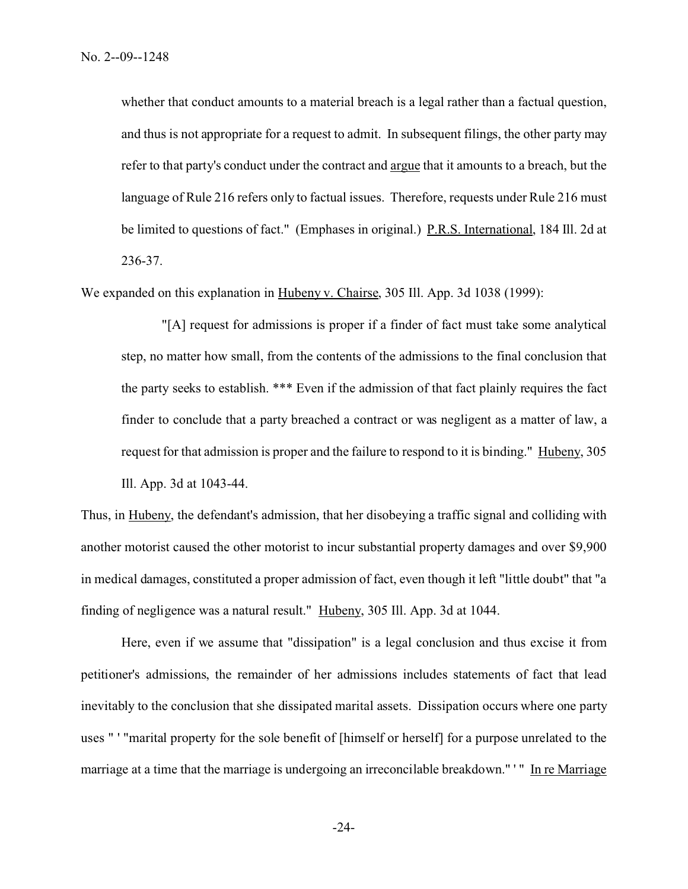whether that conduct amounts to a material breach is a legal rather than a factual question, and thus is not appropriate for a request to admit. In subsequent filings, the other party may refer to that party's conduct under the contract and argue that it amounts to a breach, but the language of Rule 216 refers only to factual issues. Therefore, requests under Rule 216 must be limited to questions of fact." (Emphases in original.) P.R.S. International, 184 Ill. 2d at 236-37.

We expanded on this explanation in Hubeny v. Chairse, 305 Ill. App. 3d 1038 (1999):

> "[A] request for admissions is proper if a finder of fact must take some analytical step, no matter how small, from the contents of the admissions to the final conclusion that the party seeks to establish. *** Even if the admission of that fact plainly requires the fact finder to conclude that a party breached a contract or was negligent as a matter of law, a request for that admission is proper and the failure to respond to it is binding." Hubeny, 305 Ill. App. 3d at 1043-44.

Thus, in Hubeny, the defendant's admission, that her disobeying a traffic signal and colliding with another motorist caused the other motorist to incur substantial property damages and over $9,900 in medical damages, constituted a proper admission of fact, even though it left "little doubt" that "a finding of negligence was a natural result." Hubeny, 305 Ill. App. 3d at 1044.

Here, even if we assume that "dissipation" is a legal conclusion and thus excise it from petitioner's admissions, the remainder of her admissions includes statements of fact that lead inevitably to the conclusion that she dissipated marital assets. Dissipation occurs where one party uses " ' "marital property for the sole benefit of [himself or herself] for a purpose unrelated to the marriage at a time that the marriage is undergoing an irreconcilable breakdown." ' " In re Marriage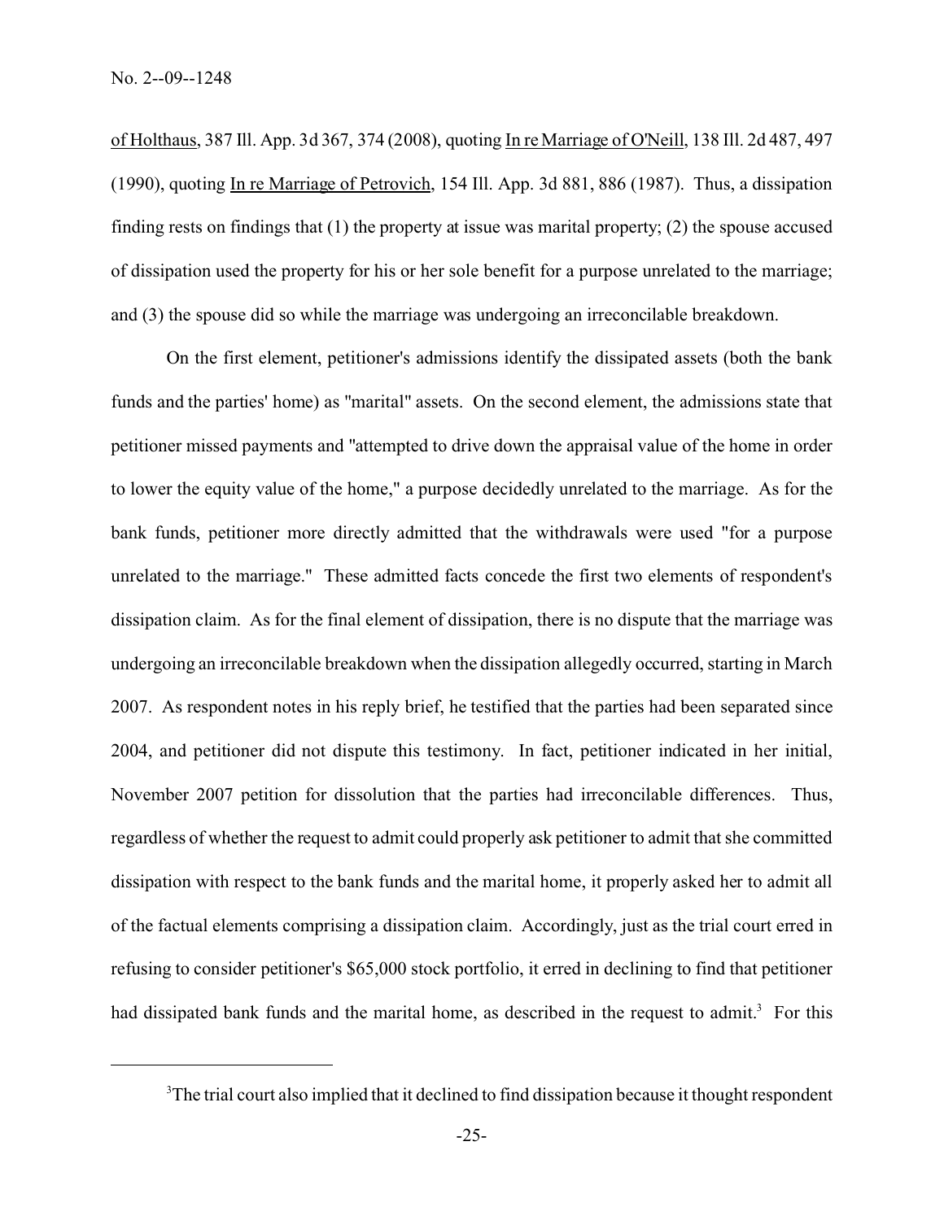of Holthaus, 387 Ill. App. 3d 367, 374 (2008), quoting In re Marriage of O'Neill, 138 Ill. 2d 487, 497 (1990), quoting In re Marriage of Petrovich, 154 Ill. App. 3d 881, 886 (1987). Thus, a dissipation finding rests on findings that (1) the property at issue was marital property; (2) the spouse accused of dissipation used the property for his or her sole benefit for a purpose unrelated to the marriage; and (3) the spouse did so while the marriage was undergoing an irreconcilable breakdown.

On the first element, petitioner's admissions identify the dissipated assets (both the bank funds and the parties' home) as "marital" assets. On the second element, the admissions state that petitioner missed payments and "attempted to drive down the appraisal value of the home in order to lower the equity value of the home," a purpose decidedly unrelated to the marriage. As for the bank funds, petitioner more directly admitted that the withdrawals were used "for a purpose unrelated to the marriage." These admitted facts concede the first two elements of respondent's dissipation claim. As for the final element of dissipation, there is no dispute that the marriage was undergoing an irreconcilable breakdown when the dissipation allegedly occurred, starting in March 2007. As respondent notes in his reply brief, he testified that the parties had been separated since 2004, and petitioner did not dispute this testimony. In fact, petitioner indicated in her initial, November 2007 petition for dissolution that the parties had irreconcilable differences. Thus, regardless of whether the request to admit could properly ask petitioner to admit that she committed dissipation with respect to the bank funds and the marital home, it properly asked her to admit all of the factual elements comprising a dissipation claim. Accordingly, just as the trial court erred in refusing to consider petitioner's $65,000 stock portfolio, it erred in declining to find that petitioner had dissipated bank funds and the marital home, as described in the request to admit.[3] For this

[3]The trial court also implied that it declined to find dissipation because it thought respondent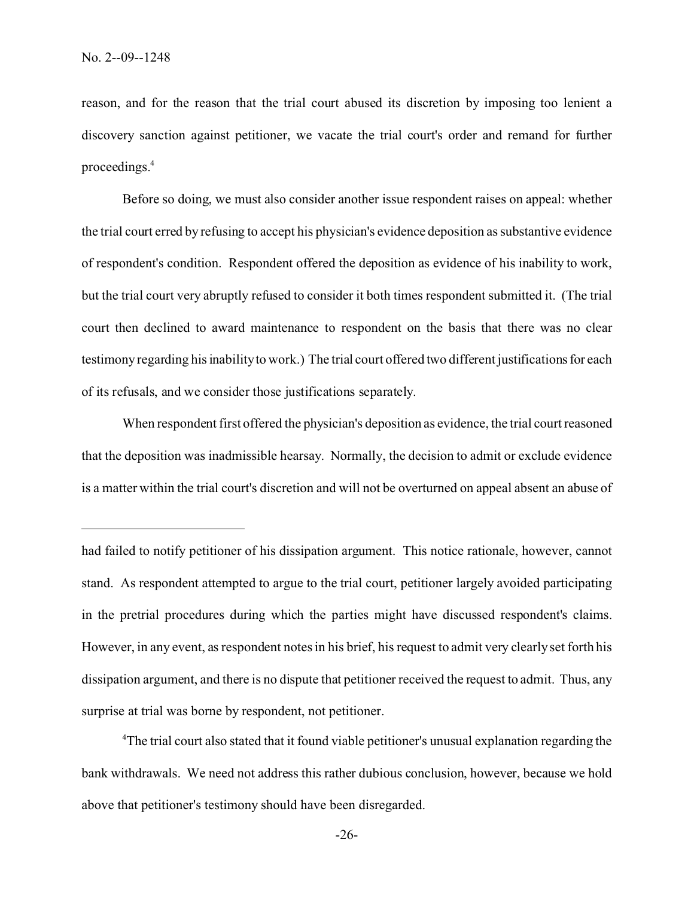reason, and for the reason that the trial court abused its discretion by imposing too lenient a discovery sanction against petitioner, we vacate the trial court's order and remand for further proceedings.[4]

Before so doing, we must also consider another issue respondent raises on appeal: whether the trial court erred by refusing to accept his physician's evidence deposition as substantive evidence of respondent's condition. Respondent offered the deposition as evidence of his inability to work, but the trial court very abruptly refused to consider it both times respondent submitted it. (The trial court then declined to award maintenance to respondent on the basis that there was no clear testimony regarding his inability to work.) The trial court offered two different justifications for each of its refusals, and we consider those justifications separately.

When respondent first offered the physician's deposition as evidence, the trial court reasoned that the deposition was inadmissible hearsay. Normally, the decision to admit or exclude evidence is a matter within the trial court's discretion and will not be overturned on appeal absent an abuse of

---

had failed to notify petitioner of his dissipation argument. This notice rationale, however, cannot stand. As respondent attempted to argue to the trial court, petitioner largely avoided participating in the pretrial procedures during which the parties might have discussed respondent's claims. However, in any event, as respondent notes in his brief, his request to admit very clearly set forth his dissipation argument, and there is no dispute that petitioner received the request to admit. Thus, any surprise at trial was borne by respondent, not petitioner.

[4]The trial court also stated that it found viable petitioner's unusual explanation regarding the bank withdrawals. We need not address this rather dubious conclusion, however, because we hold above that petitioner's testimony should have been disregarded.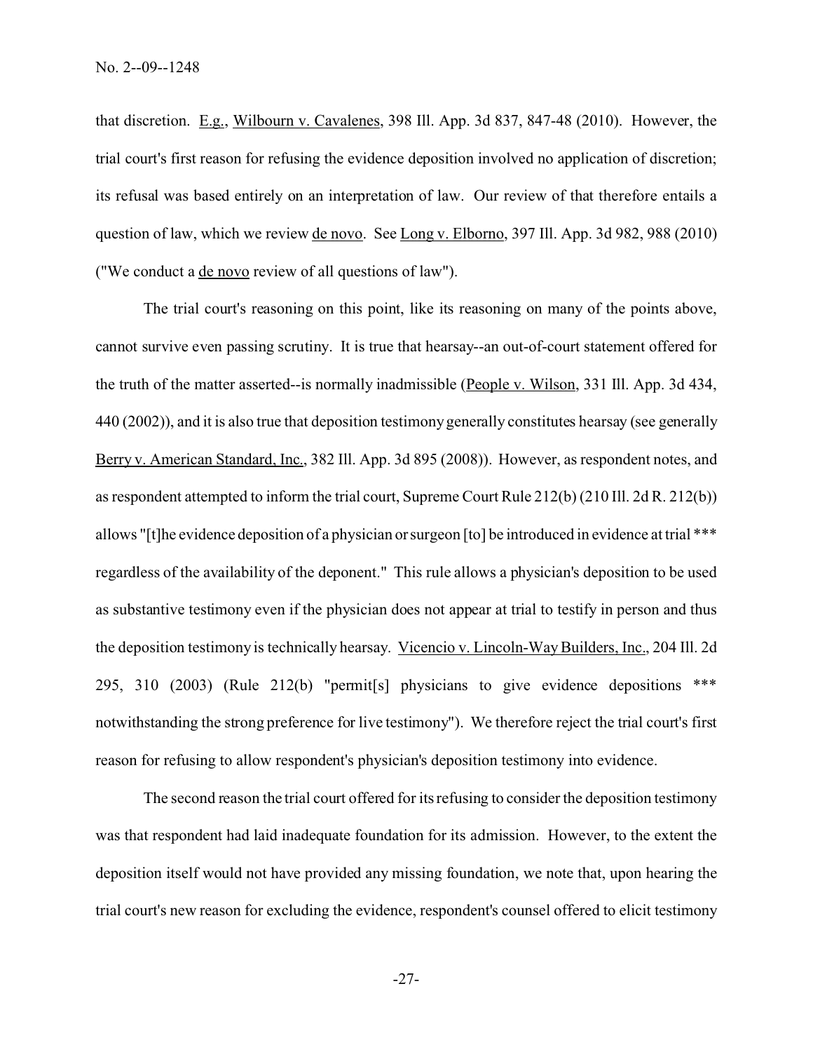that discretion. E.g., Wilbourn v. Cavalenes, 398 Ill. App. 3d 837, 847-48 (2010). However, the trial court's first reason for refusing the evidence deposition involved no application of discretion; its refusal was based entirely on an interpretation of law. Our review of that therefore entails a question of law, which we review de novo. See Long v. Elborno, 397 Ill. App. 3d 982, 988 (2010) ("We conduct a de novo review of all questions of law").

The trial court's reasoning on this point, like its reasoning on many of the points above, cannot survive even passing scrutiny. It is true that hearsay--an out-of-court statement offered for the truth of the matter asserted--is normally inadmissible (People v. Wilson, 331 Ill. App. 3d 434, 440 (2002)), and it is also true that deposition testimony generally constitutes hearsay (see generally Berry v. American Standard, Inc., 382 Ill. App. 3d 895 (2008)). However, as respondent notes, and as respondent attempted to inform the trial court, Supreme Court Rule 212(b) (210 Ill. 2d R. 212(b)) allows "[t]he evidence deposition of a physician or surgeon [to] be introduced in evidence at trial *** regardless of the availability of the deponent." This rule allows a physician's deposition to be used as substantive testimony even if the physician does not appear at trial to testify in person and thus the deposition testimony is technically hearsay. Vicencio v. Lincoln-Way Builders, Inc., 204 Ill. 2d 295, 310 (2003) (Rule 212(b) "permit[s] physicians to give evidence depositions *** notwithstanding the strong preference for live testimony"). We therefore reject the trial court's first reason for refusing to allow respondent's physician's deposition testimony into evidence.

The second reason the trial court offered for its refusing to consider the deposition testimony was that respondent had laid inadequate foundation for its admission. However, to the extent the deposition itself would not have provided any missing foundation, we note that, upon hearing the trial court's new reason for excluding the evidence, respondent's counsel offered to elicit testimony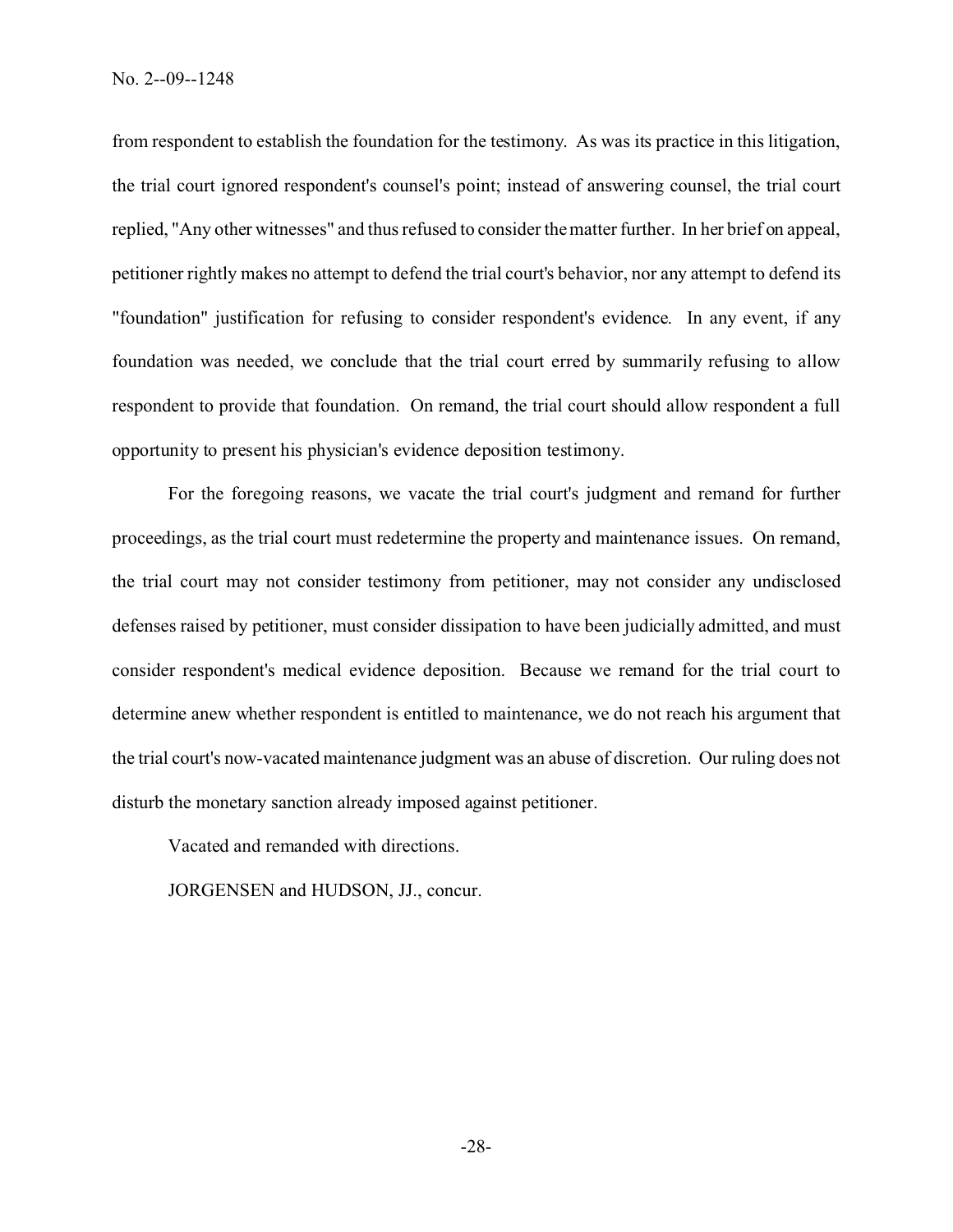from respondent to establish the foundation for the testimony. As was its practice in this litigation, the trial court ignored respondent's counsel's point; instead of answering counsel, the trial court replied, "Any other witnesses" and thus refused to consider the matter further. In her brief on appeal, petitioner rightly makes no attempt to defend the trial court's behavior, nor any attempt to defend its "foundation" justification for refusing to consider respondent's evidence. In any event, if any foundation was needed, we conclude that the trial court erred by summarily refusing to allow respondent to provide that foundation. On remand, the trial court should allow respondent a full opportunity to present his physician's evidence deposition testimony.

For the foregoing reasons, we vacate the trial court's judgment and remand for further proceedings, as the trial court must redetermine the property and maintenance issues. On remand, the trial court may not consider testimony from petitioner, may not consider any undisclosed defenses raised by petitioner, must consider dissipation to have been judicially admitted, and must consider respondent's medical evidence deposition. Because we remand for the trial court to determine anew whether respondent is entitled to maintenance, we do not reach his argument that the trial court's now-vacated maintenance judgment was an abuse of discretion. Our ruling does not disturb the monetary sanction already imposed against petitioner.

Vacated and remanded with directions.

JORGENSEN and HUDSON, JJ., concur.